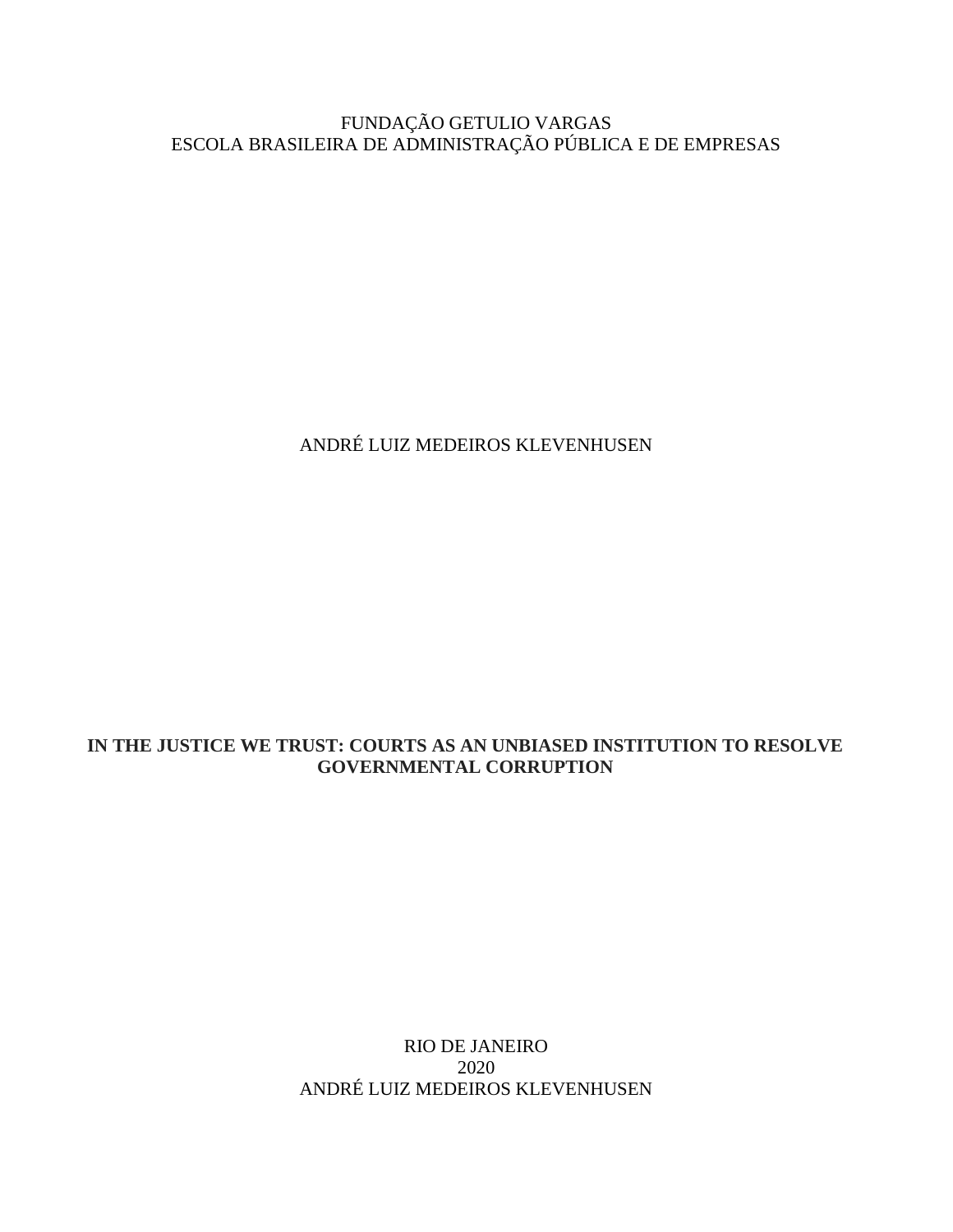FUNDAÇÃO GETULIO VARGAS
ESCOLA BRASILEIRA DE ADMINISTRAÇÃO PÚBLICA E DE EMPRESAS

ANDRÉ LUIZ MEDEIROS KLEVENHUSEN

**IN THE JUSTICE WE TRUST: COURTS AS AN UNBIASED INSTITUTION TO RESOLVE GOVERNMENTAL CORRUPTION**

RIO DE JANEIRO
2020
ANDRÉ LUIZ MEDEIROS KLEVENHUSEN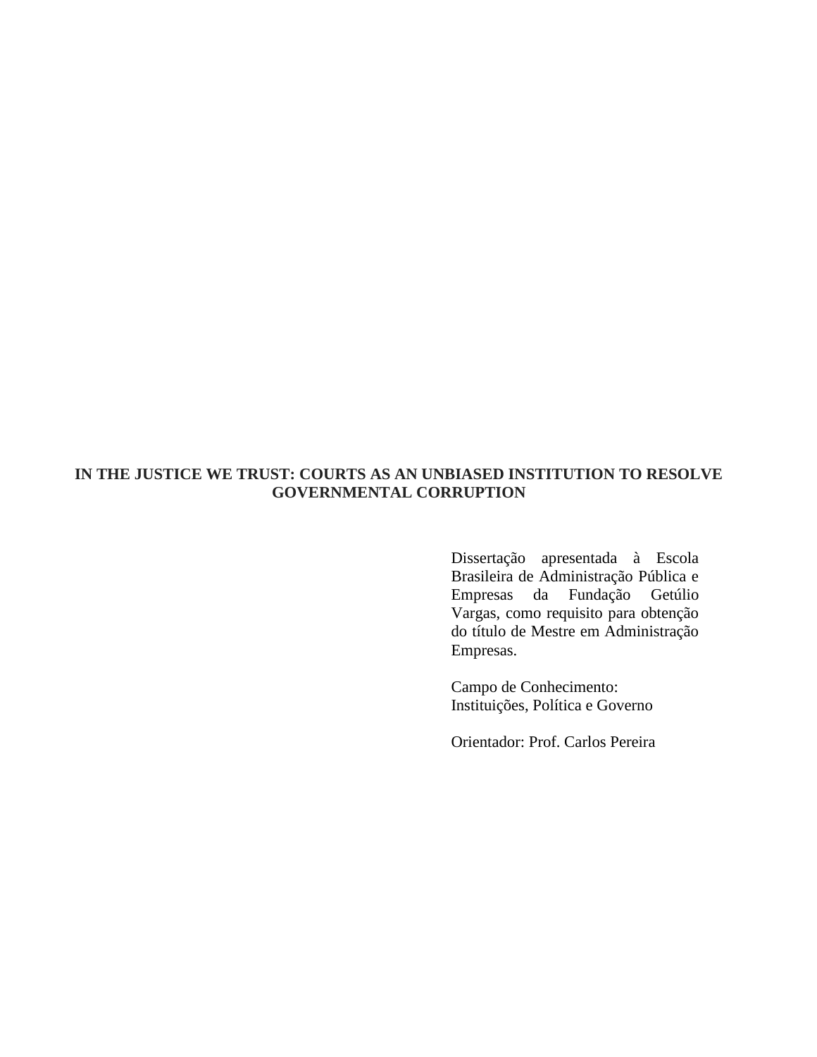**IN THE JUSTICE WE TRUST: COURTS AS AN UNBIASED INSTITUTION TO RESOLVE GOVERNMENTAL CORRUPTION**

Dissertação apresentada à Escola Brasileira de Administração Pública e Empresas da Fundação Getúlio Vargas, como requisito para obtenção do título de Mestre em Administração Empresas.

Campo de Conhecimento:
Instituições, Política e Governo

Orientador: Prof. Carlos Pereira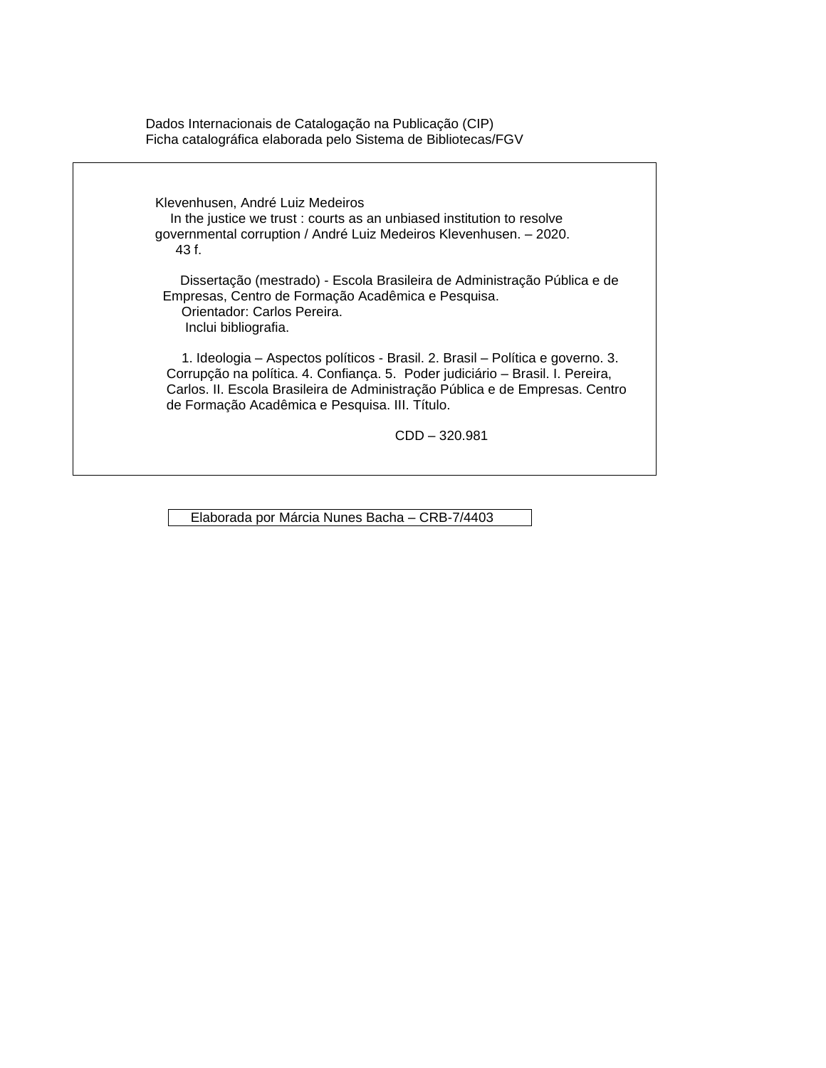Dados Internacionais de Catalogação na Publicação (CIP)
Ficha catalográfica elaborada pelo Sistema de Bibliotecas/FGV

Klevenhusen, André Luiz Medeiros
In the justice we trust : courts as an unbiased institution to resolve governmental corruption / André Luiz Medeiros Klevenhusen. – 2020.
43 f.

Dissertação (mestrado) - Escola Brasileira de Administração Pública e de Empresas, Centro de Formação Acadêmica e Pesquisa.
Orientador: Carlos Pereira.
Inclui bibliografia.

1. Ideologia – Aspectos políticos - Brasil. 2. Brasil – Política e governo. 3. Corrupção na política. 4. Confiança. 5. Poder judiciário – Brasil. I. Pereira, Carlos. II. Escola Brasileira de Administração Pública e de Empresas. Centro de Formação Acadêmica e Pesquisa. III. Título.

CDD – 320.981

Elaborada por Márcia Nunes Bacha – CRB-7/4403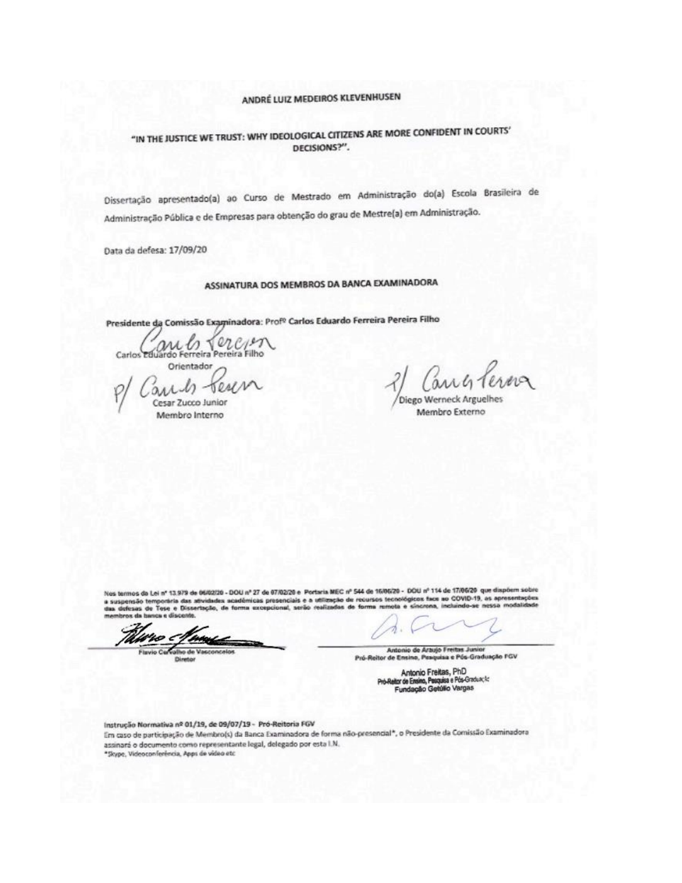ANDRÉ LUIZ MEDEIROS KLEVENHUSEN

"IN THE JUSTICE WE TRUST: WHY IDEOLOGICAL CITIZENS ARE MORE CONFIDENT IN COURTS' DECISIONS?".

Dissertação apresentado(a) ao Curso de Mestrado em Administração do(a) Escola Brasileira de Administração Pública e de Empresas para obtenção do grau de Mestre(a) em Administração.

Data da defesa: 17/09/20

ASSINATURA DOS MEMBROS DA BANCA EXAMINADORA

**Presidente da Comissão Examinadora**: Profº Carlos Eduardo Ferreira Pereira Filho

Carlos Eduardo Ferreira Pereira Filho
Orientador

P/ Cesar Zucco Junior
Membro Interno

P/ Diego Werneck Arguelhes
Membro Externo

Nos termos da Lei nº 13.979 de 06/02/20 - DOU nº 27 de 07/02/20 e Portaria MEC nº 544 de 16/06/20 - DOU nº 114 de 17/06/20 que dispõem sobre a suspensão temporária das atividades acadêmicas presenciais e a utilização de recursos tecnológicos face ao COVID-19, as apresentações das defesas de Tese e Dissertação, de forma excepcional, serão realizadas de forma remota e síncrona, incluindo-se nessa modalidade membros da banca e discente.

Flavio Carvalho de Vasconcelos
Diretor

Antonio de Araujo Freitas Junior
Pró-Reitor de Ensino, Pesquisa e Pós-Graduação FGV

Antonio Freitas, PhD
Pró-Reitor de Ensino, Pesquisa e Pós-Graduação
Fundação Getúlio Vargas

**Instrução Normativa nº 01/19, de 09/07/19 - Pró-Reitoria FGV**
Em caso de participação de Membro(s) da Banca Examinadora de forma não-presencial*, o Presidente da Comissão Examinadora assinará o documento como representante legal, delegado por esta I.N.
*Skype, Videoconferência, Apps de vídeo etc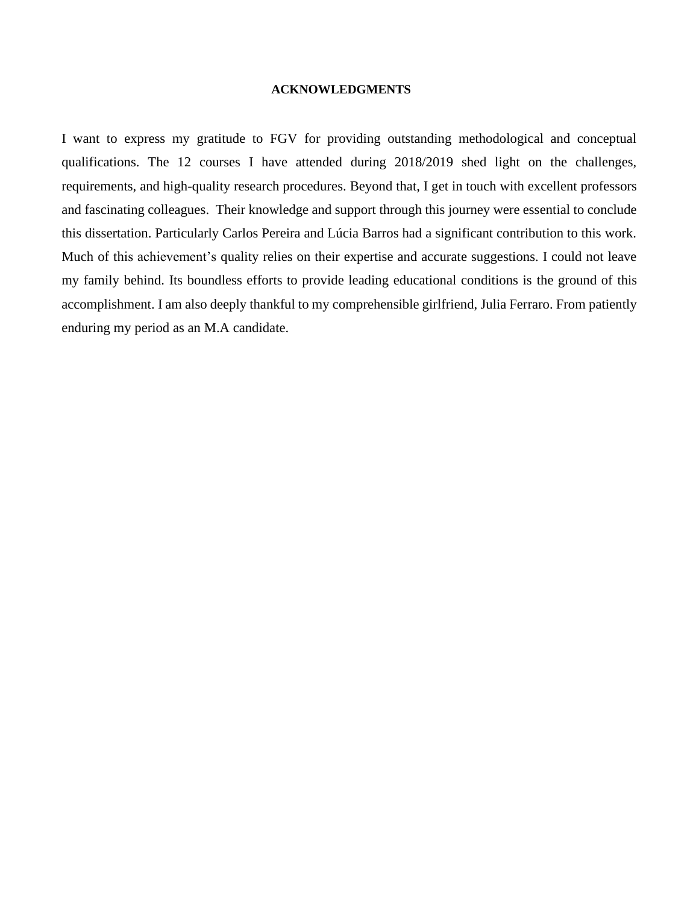# ACKNOWLEDGMENTS

I want to express my gratitude to FGV for providing outstanding methodological and conceptual qualifications. The 12 courses I have attended during 2018/2019 shed light on the challenges, requirements, and high-quality research procedures. Beyond that, I get in touch with excellent professors and fascinating colleagues. Their knowledge and support through this journey were essential to conclude this dissertation. Particularly Carlos Pereira and Lúcia Barros had a significant contribution to this work. Much of this achievement's quality relies on their expertise and accurate suggestions. I could not leave my family behind. Its boundless efforts to provide leading educational conditions is the ground of this accomplishment. I am also deeply thankful to my comprehensible girlfriend, Julia Ferraro. From patiently enduring my period as an M.A candidate.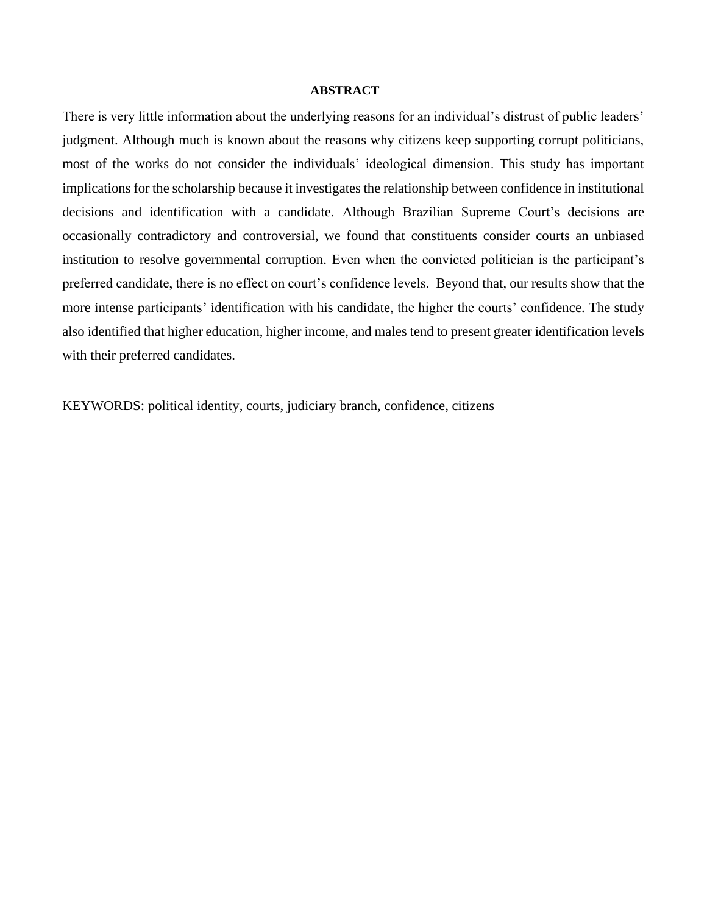## ABSTRACT

There is very little information about the underlying reasons for an individual's distrust of public leaders' judgment. Although much is known about the reasons why citizens keep supporting corrupt politicians, most of the works do not consider the individuals' ideological dimension. This study has important implications for the scholarship because it investigates the relationship between confidence in institutional decisions and identification with a candidate. Although Brazilian Supreme Court's decisions are occasionally contradictory and controversial, we found that constituents consider courts an unbiased institution to resolve governmental corruption. Even when the convicted politician is the participant's preferred candidate, there is no effect on court's confidence levels. Beyond that, our results show that the more intense participants' identification with his candidate, the higher the courts' confidence. The study also identified that higher education, higher income, and males tend to present greater identification levels with their preferred candidates.

KEYWORDS: political identity, courts, judiciary branch, confidence, citizens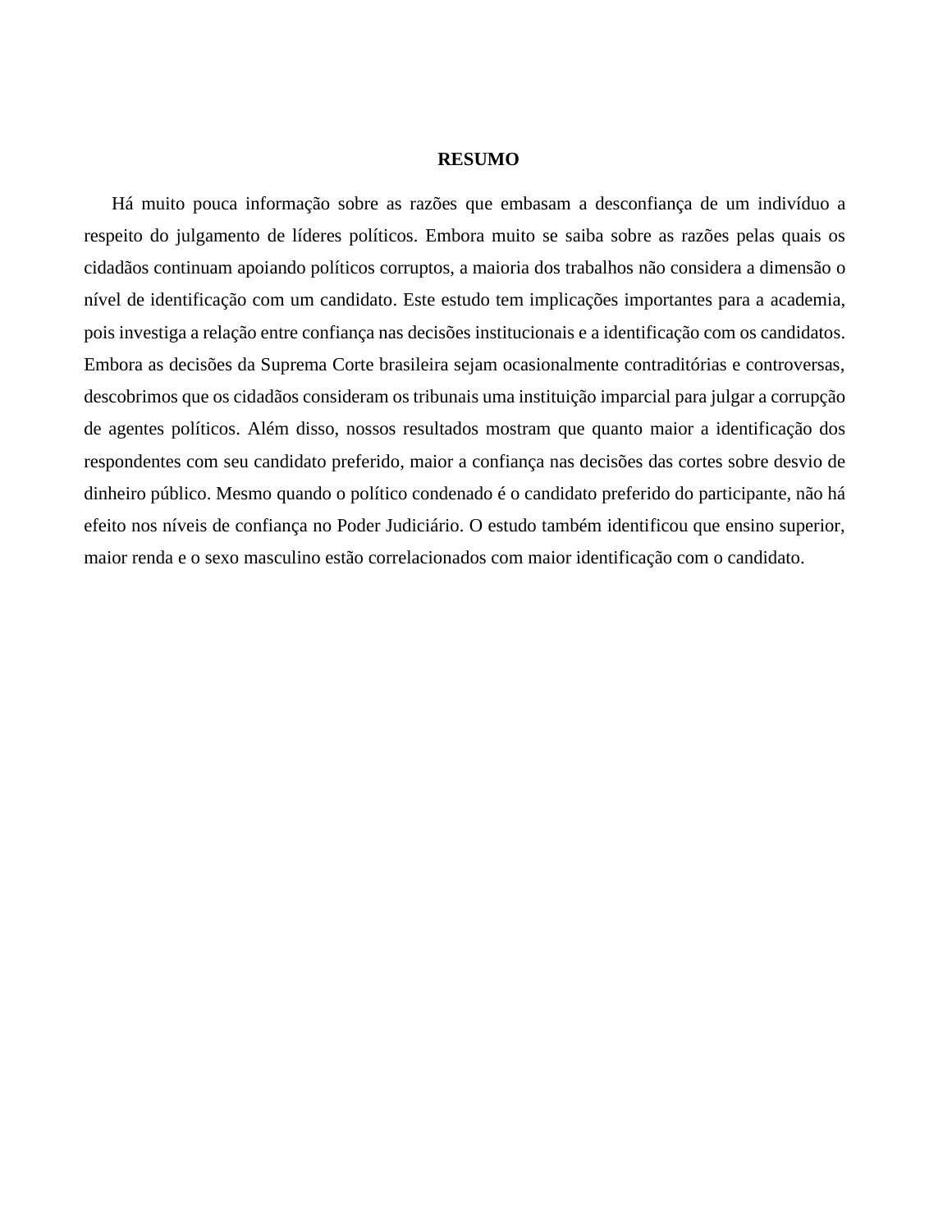# RESUMO

Há muito pouca informação sobre as razões que embasam a desconfiança de um indivíduo a respeito do julgamento de líderes políticos. Embora muito se saiba sobre as razões pelas quais os cidadãos continuam apoiando políticos corruptos, a maioria dos trabalhos não considera a dimensão o nível de identificação com um candidato. Este estudo tem implicações importantes para a academia, pois investiga a relação entre confiança nas decisões institucionais e a identificação com os candidatos. Embora as decisões da Suprema Corte brasileira sejam ocasionalmente contraditórias e controversas, descobrimos que os cidadãos consideram os tribunais uma instituição imparcial para julgar a corrupção de agentes políticos. Além disso, nossos resultados mostram que quanto maior a identificação dos respondentes com seu candidato preferido, maior a confiança nas decisões das cortes sobre desvio de dinheiro público. Mesmo quando o político condenado é o candidato preferido do participante, não há efeito nos níveis de confiança no Poder Judiciário. O estudo também identificou que ensino superior, maior renda e o sexo masculino estão correlacionados com maior identificação com o candidato.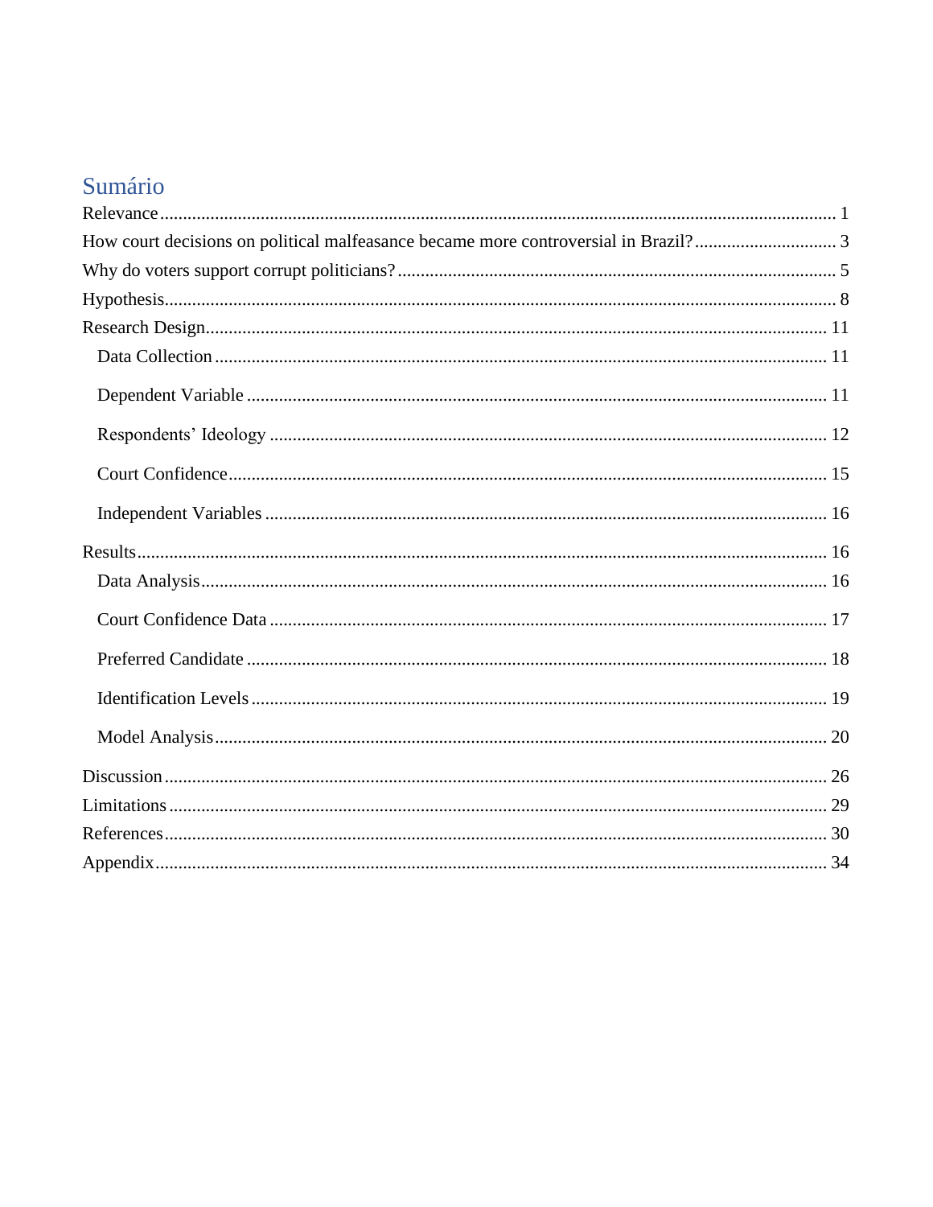# Sumário

- Relevance ........ 1
- How court decisions on political malfeasance became more controversial in Brazil? ........ 3
- Why do voters support corrupt politicians? ........ 5
- Hypothesis ........ 8
- Research Design ........ 11
  - Data Collection ........ 11
  - Dependent Variable ........ 11
  - Respondents' Ideology ........ 12
  - Court Confidence ........ 15
  - Independent Variables ........ 16
- Results ........ 16
  - Data Analysis ........ 16
  - Court Confidence Data ........ 17
  - Preferred Candidate ........ 18
  - Identification Levels ........ 19
  - Model Analysis ........ 20
- Discussion ........ 26
- Limitations ........ 29
- References ........ 30
- Appendix ........ 34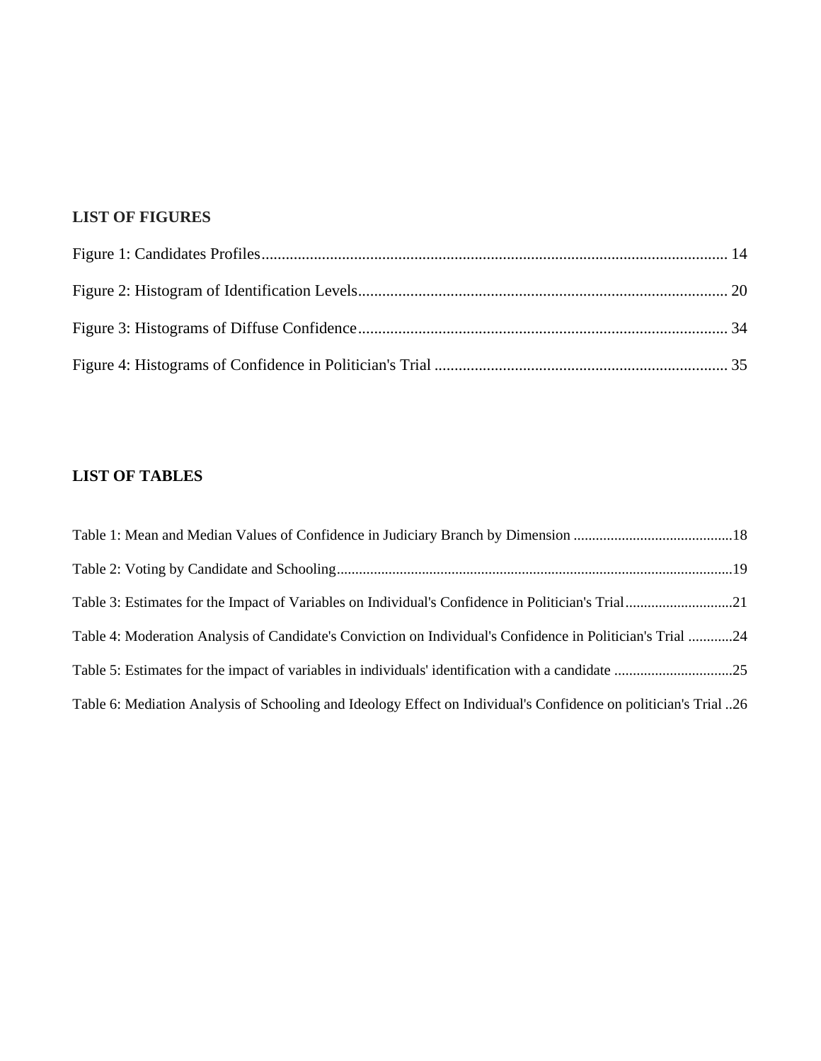## LIST OF FIGURES

Figure 1: Candidates Profiles .................................................................................................................... 14

Figure 2: Histogram of Identification Levels............................................................................................ 20

Figure 3: Histograms of Diffuse Confidence ............................................................................................ 34

Figure 4: Histograms of Confidence in Politician's Trial ......................................................................... 35

## LIST OF TABLES

Table 1: Mean and Median Values of Confidence in Judiciary Branch by Dimension ...........................................18

Table 2: Voting by Candidate and Schooling..........................................................................................................19

Table 3: Estimates for the Impact of Variables on Individual's Confidence in Politician's Trial.............................21

Table 4: Moderation Analysis of Candidate's Conviction on Individual's Confidence in Politician's Trial ............24

Table 5: Estimates for the impact of variables in individuals' identification with a candidate ................................25

Table 6: Mediation Analysis of Schooling and Ideology Effect on Individual's Confidence on politician's Trial ..26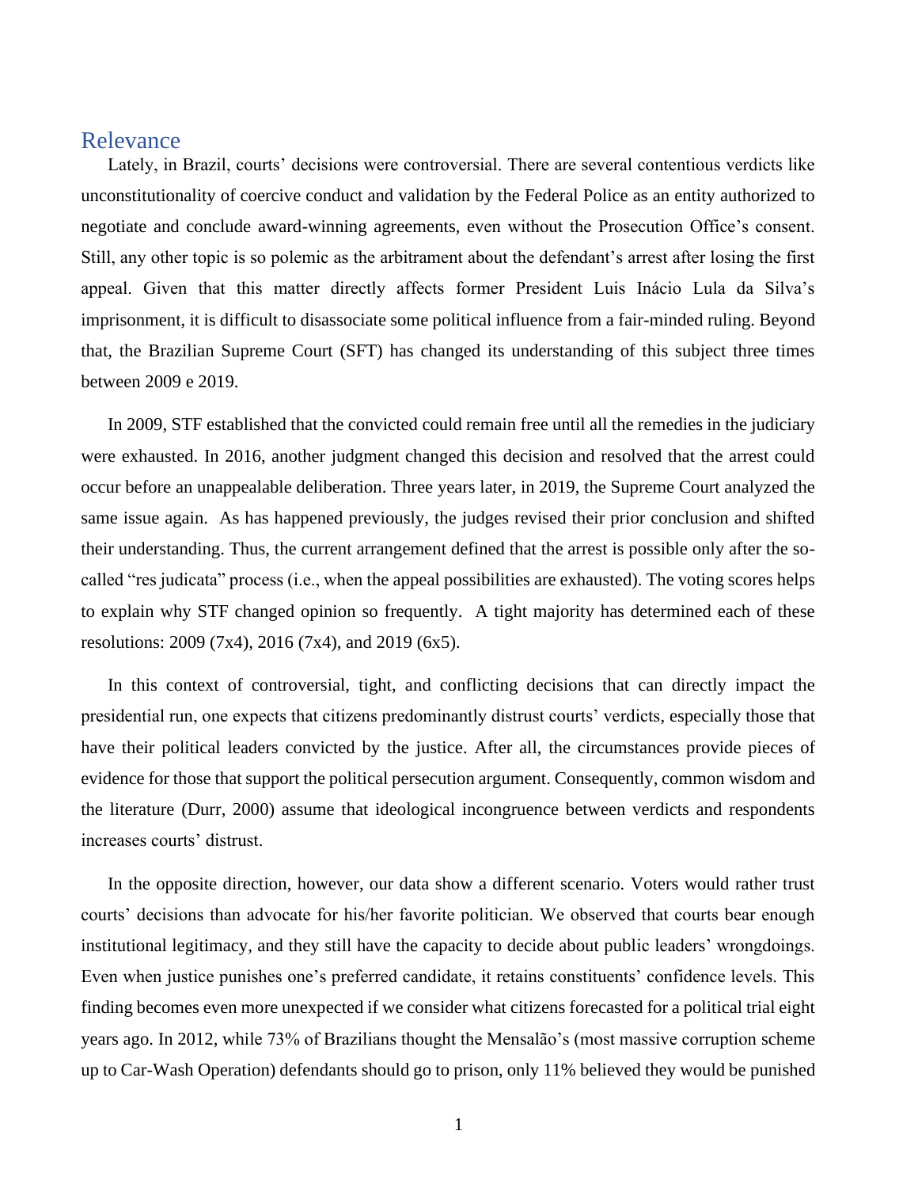## Relevance

Lately, in Brazil, courts' decisions were controversial. There are several contentious verdicts like unconstitutionality of coercive conduct and validation by the Federal Police as an entity authorized to negotiate and conclude award-winning agreements, even without the Prosecution Office's consent. Still, any other topic is so polemic as the arbitrament about the defendant's arrest after losing the first appeal. Given that this matter directly affects former President Luis Inácio Lula da Silva's imprisonment, it is difficult to disassociate some political influence from a fair-minded ruling. Beyond that, the Brazilian Supreme Court (SFT) has changed its understanding of this subject three times between 2009 e 2019.

In 2009, STF established that the convicted could remain free until all the remedies in the judiciary were exhausted. In 2016, another judgment changed this decision and resolved that the arrest could occur before an unappealable deliberation. Three years later, in 2019, the Supreme Court analyzed the same issue again. As has happened previously, the judges revised their prior conclusion and shifted their understanding. Thus, the current arrangement defined that the arrest is possible only after the so-called "res judicata" process (i.e., when the appeal possibilities are exhausted). The voting scores helps to explain why STF changed opinion so frequently. A tight majority has determined each of these resolutions: 2009 (7x4), 2016 (7x4), and 2019 (6x5).

In this context of controversial, tight, and conflicting decisions that can directly impact the presidential run, one expects that citizens predominantly distrust courts' verdicts, especially those that have their political leaders convicted by the justice. After all, the circumstances provide pieces of evidence for those that support the political persecution argument. Consequently, common wisdom and the literature (Durr, 2000) assume that ideological incongruence between verdicts and respondents increases courts' distrust.

In the opposite direction, however, our data show a different scenario. Voters would rather trust courts' decisions than advocate for his/her favorite politician. We observed that courts bear enough institutional legitimacy, and they still have the capacity to decide about public leaders' wrongdoings. Even when justice punishes one's preferred candidate, it retains constituents' confidence levels. This finding becomes even more unexpected if we consider what citizens forecasted for a political trial eight years ago. In 2012, while 73% of Brazilians thought the Mensalão's (most massive corruption scheme up to Car-Wash Operation) defendants should go to prison, only 11% believed they would be punished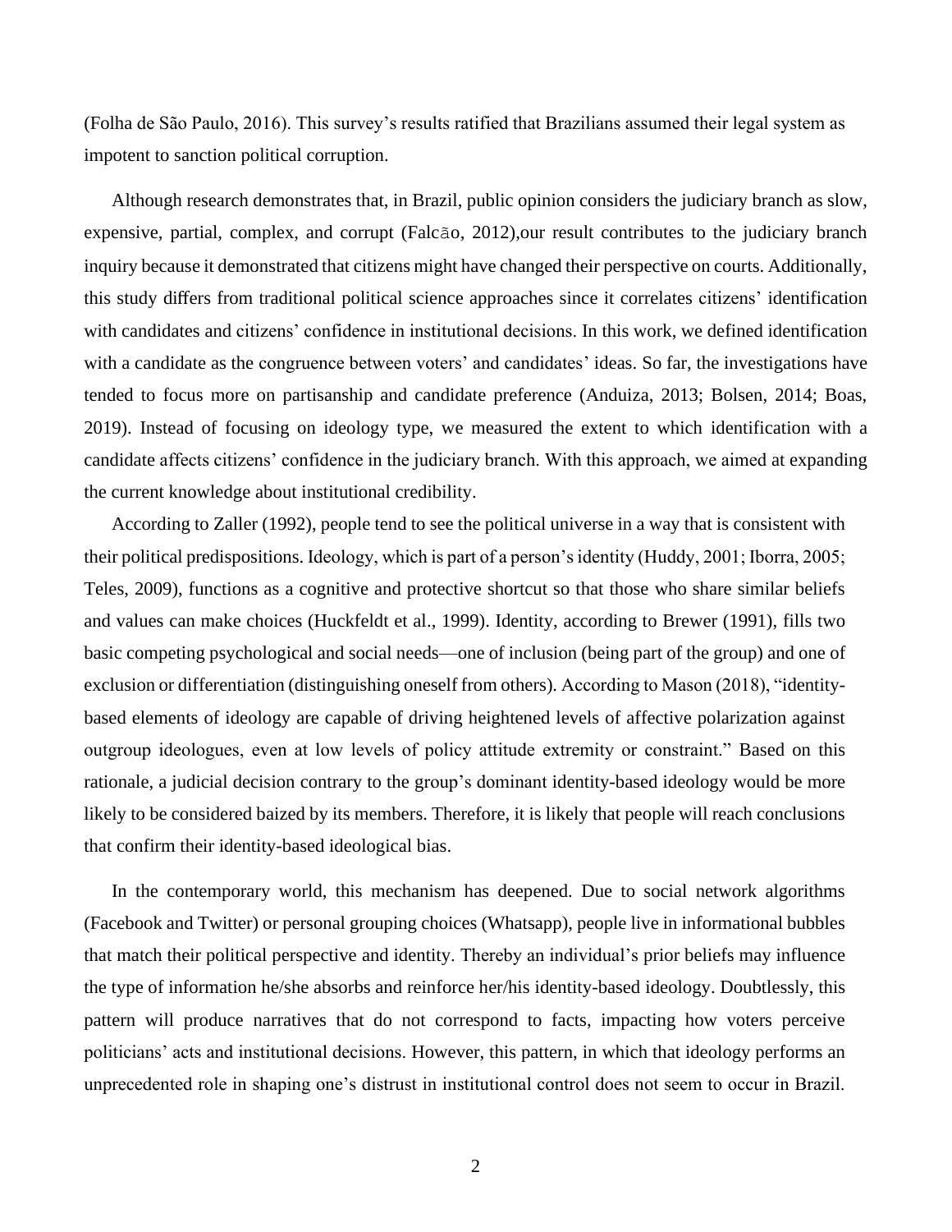(Folha de São Paulo, 2016). This survey's results ratified that Brazilians assumed their legal system as impotent to sanction political corruption.

Although research demonstrates that, in Brazil, public opinion considers the judiciary branch as slow, expensive, partial, complex, and corrupt (Falcão, 2012),our result contributes to the judiciary branch inquiry because it demonstrated that citizens might have changed their perspective on courts. Additionally, this study differs from traditional political science approaches since it correlates citizens' identification with candidates and citizens' confidence in institutional decisions. In this work, we defined identification with a candidate as the congruence between voters' and candidates' ideas. So far, the investigations have tended to focus more on partisanship and candidate preference (Anduiza, 2013; Bolsen, 2014; Boas, 2019). Instead of focusing on ideology type, we measured the extent to which identification with a candidate affects citizens' confidence in the judiciary branch. With this approach, we aimed at expanding the current knowledge about institutional credibility.

According to Zaller (1992), people tend to see the political universe in a way that is consistent with their political predispositions. Ideology, which is part of a person's identity (Huddy, 2001; Iborra, 2005; Teles, 2009), functions as a cognitive and protective shortcut so that those who share similar beliefs and values can make choices (Huckfeldt et al., 1999). Identity, according to Brewer (1991), fills two basic competing psychological and social needs—one of inclusion (being part of the group) and one of exclusion or differentiation (distinguishing oneself from others). According to Mason (2018), "identity-based elements of ideology are capable of driving heightened levels of affective polarization against outgroup ideologues, even at low levels of policy attitude extremity or constraint." Based on this rationale, a judicial decision contrary to the group's dominant identity-based ideology would be more likely to be considered baized by its members. Therefore, it is likely that people will reach conclusions that confirm their identity-based ideological bias.

In the contemporary world, this mechanism has deepened. Due to social network algorithms (Facebook and Twitter) or personal grouping choices (Whatsapp), people live in informational bubbles that match their political perspective and identity. Thereby an individual's prior beliefs may influence the type of information he/she absorbs and reinforce her/his identity-based ideology. Doubtlessly, this pattern will produce narratives that do not correspond to facts, impacting how voters perceive politicians' acts and institutional decisions. However, this pattern, in which that ideology performs an unprecedented role in shaping one's distrust in institutional control does not seem to occur in Brazil.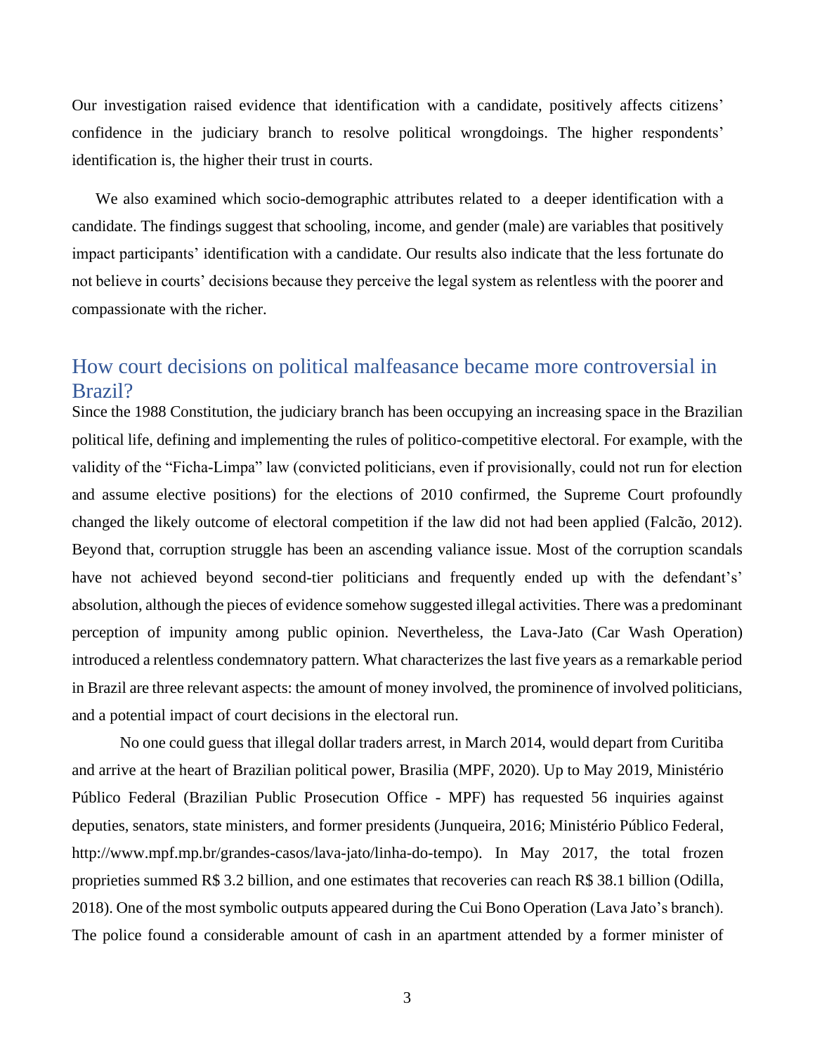Our investigation raised evidence that identification with a candidate, positively affects citizens' confidence in the judiciary branch to resolve political wrongdoings. The higher respondents' identification is, the higher their trust in courts.

We also examined which socio-demographic attributes related to a deeper identification with a candidate. The findings suggest that schooling, income, and gender (male) are variables that positively impact participants' identification with a candidate. Our results also indicate that the less fortunate do not believe in courts' decisions because they perceive the legal system as relentless with the poorer and compassionate with the richer.

## How court decisions on political malfeasance became more controversial in Brazil?

Since the 1988 Constitution, the judiciary branch has been occupying an increasing space in the Brazilian political life, defining and implementing the rules of politico-competitive electoral. For example, with the validity of the "Ficha-Limpa" law (convicted politicians, even if provisionally, could not run for election and assume elective positions) for the elections of 2010 confirmed, the Supreme Court profoundly changed the likely outcome of electoral competition if the law did not had been applied (Falcão, 2012). Beyond that, corruption struggle has been an ascending valiance issue. Most of the corruption scandals have not achieved beyond second-tier politicians and frequently ended up with the defendant's' absolution, although the pieces of evidence somehow suggested illegal activities. There was a predominant perception of impunity among public opinion. Nevertheless, the Lava-Jato (Car Wash Operation) introduced a relentless condemnatory pattern. What characterizes the last five years as a remarkable period in Brazil are three relevant aspects: the amount of money involved, the prominence of involved politicians, and a potential impact of court decisions in the electoral run.

No one could guess that illegal dollar traders arrest, in March 2014, would depart from Curitiba and arrive at the heart of Brazilian political power, Brasilia (MPF, 2020). Up to May 2019, Ministério Público Federal (Brazilian Public Prosecution Office - MPF) has requested 56 inquiries against deputies, senators, state ministers, and former presidents (Junqueira, 2016; Ministério Público Federal, http://www.mpf.mp.br/grandes-casos/lava-jato/linha-do-tempo). In May 2017, the total frozen proprieties summed R$ 3.2 billion, and one estimates that recoveries can reach R$ 38.1 billion (Odilla, 2018). One of the most symbolic outputs appeared during the Cui Bono Operation (Lava Jato's branch). The police found a considerable amount of cash in an apartment attended by a former minister of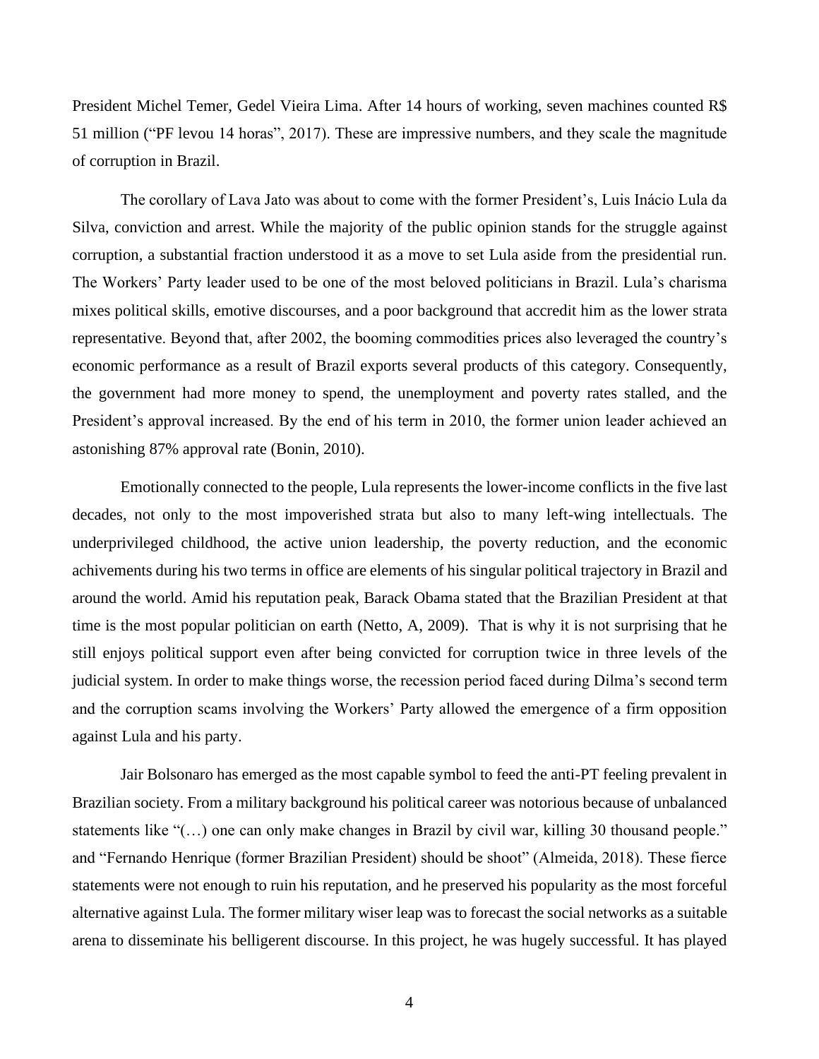President Michel Temer, Gedel Vieira Lima. After 14 hours of working, seven machines counted R$ 51 million ("PF levou 14 horas", 2017). These are impressive numbers, and they scale the magnitude of corruption in Brazil.

The corollary of Lava Jato was about to come with the former President's, Luis Inácio Lula da Silva, conviction and arrest. While the majority of the public opinion stands for the struggle against corruption, a substantial fraction understood it as a move to set Lula aside from the presidential run. The Workers' Party leader used to be one of the most beloved politicians in Brazil. Lula's charisma mixes political skills, emotive discourses, and a poor background that accredit him as the lower strata representative. Beyond that, after 2002, the booming commodities prices also leveraged the country's economic performance as a result of Brazil exports several products of this category. Consequently, the government had more money to spend, the unemployment and poverty rates stalled, and the President's approval increased. By the end of his term in 2010, the former union leader achieved an astonishing 87% approval rate (Bonin, 2010).

Emotionally connected to the people, Lula represents the lower-income conflicts in the five last decades, not only to the most impoverished strata but also to many left-wing intellectuals. The underprivileged childhood, the active union leadership, the poverty reduction, and the economic achivements during his two terms in office are elements of his singular political trajectory in Brazil and around the world. Amid his reputation peak, Barack Obama stated that the Brazilian President at that time is the most popular politician on earth (Netto, A, 2009). That is why it is not surprising that he still enjoys political support even after being convicted for corruption twice in three levels of the judicial system. In order to make things worse, the recession period faced during Dilma's second term and the corruption scams involving the Workers' Party allowed the emergence of a firm opposition against Lula and his party.

Jair Bolsonaro has emerged as the most capable symbol to feed the anti-PT feeling prevalent in Brazilian society. From a military background his political career was notorious because of unbalanced statements like "(…) one can only make changes in Brazil by civil war, killing 30 thousand people." and "Fernando Henrique (former Brazilian President) should be shoot" (Almeida, 2018). These fierce statements were not enough to ruin his reputation, and he preserved his popularity as the most forceful alternative against Lula. The former military wiser leap was to forecast the social networks as a suitable arena to disseminate his belligerent discourse. In this project, he was hugely successful. It has played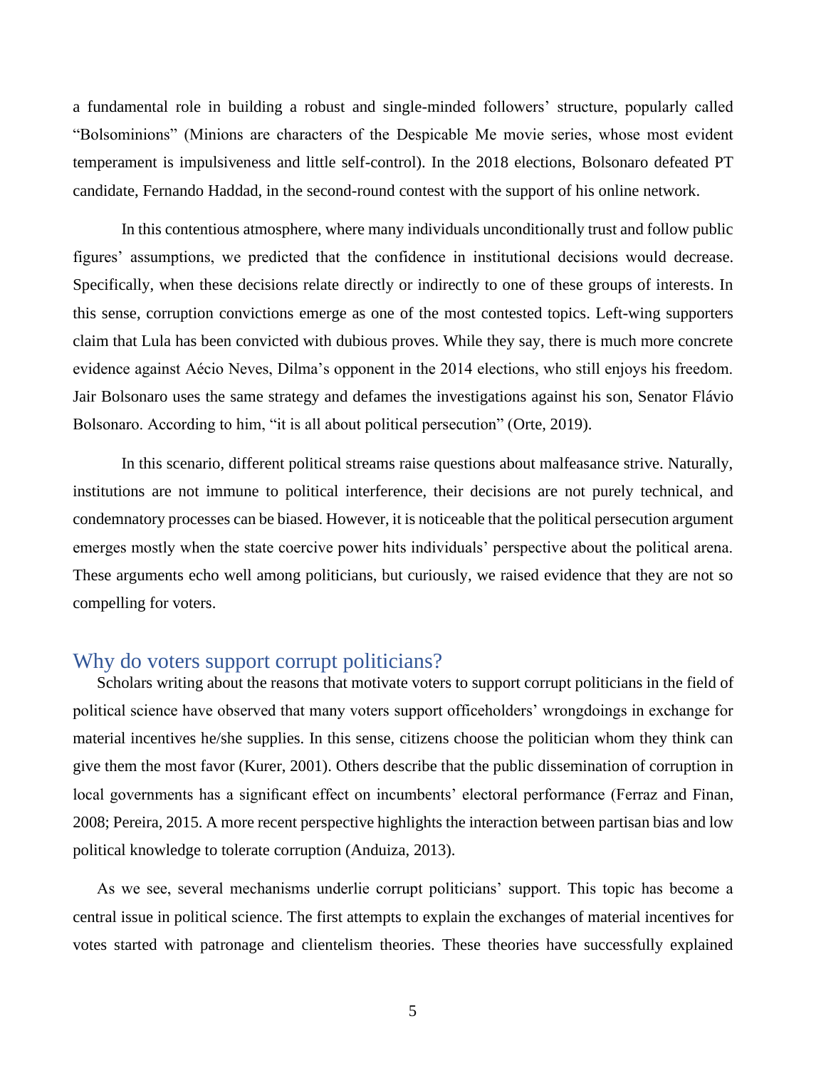a fundamental role in building a robust and single-minded followers' structure, popularly called "Bolsominions" (Minions are characters of the Despicable Me movie series, whose most evident temperament is impulsiveness and little self-control). In the 2018 elections, Bolsonaro defeated PT candidate, Fernando Haddad, in the second-round contest with the support of his online network.

In this contentious atmosphere, where many individuals unconditionally trust and follow public figures' assumptions, we predicted that the confidence in institutional decisions would decrease. Specifically, when these decisions relate directly or indirectly to one of these groups of interests. In this sense, corruption convictions emerge as one of the most contested topics. Left-wing supporters claim that Lula has been convicted with dubious proves. While they say, there is much more concrete evidence against Aécio Neves, Dilma's opponent in the 2014 elections, who still enjoys his freedom. Jair Bolsonaro uses the same strategy and defames the investigations against his son, Senator Flávio Bolsonaro. According to him, "it is all about political persecution" (Orte, 2019).

In this scenario, different political streams raise questions about malfeasance strive. Naturally, institutions are not immune to political interference, their decisions are not purely technical, and condemnatory processes can be biased. However, it is noticeable that the political persecution argument emerges mostly when the state coercive power hits individuals' perspective about the political arena. These arguments echo well among politicians, but curiously, we raised evidence that they are not so compelling for voters.

## Why do voters support corrupt politicians?

Scholars writing about the reasons that motivate voters to support corrupt politicians in the field of political science have observed that many voters support officeholders' wrongdoings in exchange for material incentives he/she supplies. In this sense, citizens choose the politician whom they think can give them the most favor (Kurer, 2001). Others describe that the public dissemination of corruption in local governments has a significant effect on incumbents' electoral performance (Ferraz and Finan, 2008; Pereira, 2015. A more recent perspective highlights the interaction between partisan bias and low political knowledge to tolerate corruption (Anduiza, 2013).

As we see, several mechanisms underlie corrupt politicians' support. This topic has become a central issue in political science. The first attempts to explain the exchanges of material incentives for votes started with patronage and clientelism theories. These theories have successfully explained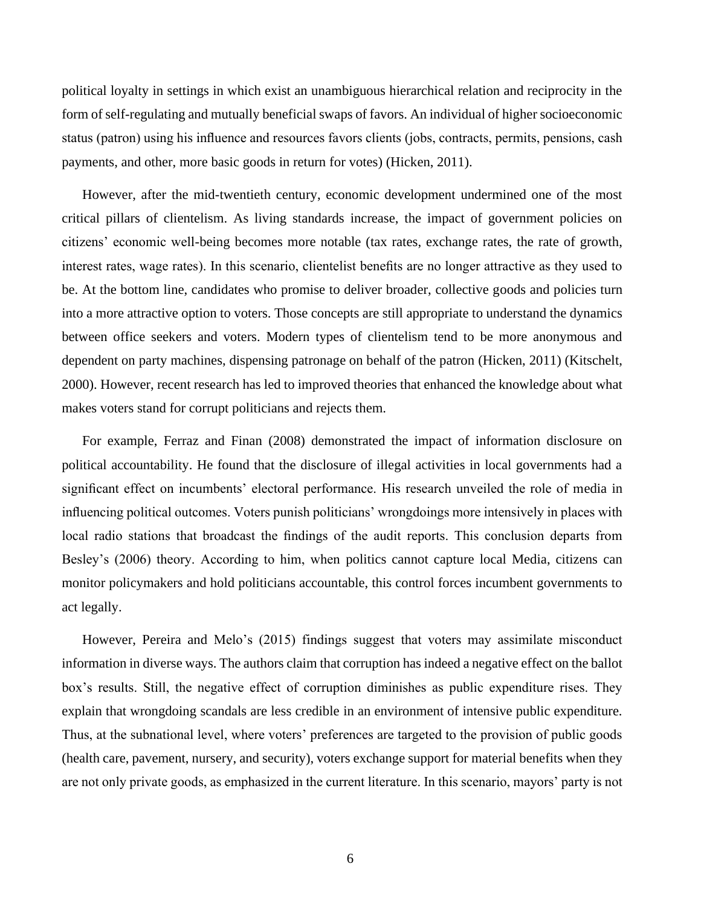political loyalty in settings in which exist an unambiguous hierarchical relation and reciprocity in the form of self-regulating and mutually beneficial swaps of favors. An individual of higher socioeconomic status (patron) using his influence and resources favors clients (jobs, contracts, permits, pensions, cash payments, and other, more basic goods in return for votes) (Hicken, 2011).

However, after the mid-twentieth century, economic development undermined one of the most critical pillars of clientelism. As living standards increase, the impact of government policies on citizens' economic well-being becomes more notable (tax rates, exchange rates, the rate of growth, interest rates, wage rates). In this scenario, clientelist benefits are no longer attractive as they used to be. At the bottom line, candidates who promise to deliver broader, collective goods and policies turn into a more attractive option to voters. Those concepts are still appropriate to understand the dynamics between office seekers and voters. Modern types of clientelism tend to be more anonymous and dependent on party machines, dispensing patronage on behalf of the patron (Hicken, 2011) (Kitschelt, 2000). However, recent research has led to improved theories that enhanced the knowledge about what makes voters stand for corrupt politicians and rejects them.

For example, Ferraz and Finan (2008) demonstrated the impact of information disclosure on political accountability. He found that the disclosure of illegal activities in local governments had a significant effect on incumbents' electoral performance. His research unveiled the role of media in influencing political outcomes. Voters punish politicians' wrongdoings more intensively in places with local radio stations that broadcast the findings of the audit reports. This conclusion departs from Besley's (2006) theory. According to him, when politics cannot capture local Media, citizens can monitor policymakers and hold politicians accountable, this control forces incumbent governments to act legally.

However, Pereira and Melo's (2015) findings suggest that voters may assimilate misconduct information in diverse ways. The authors claim that corruption has indeed a negative effect on the ballot box's results. Still, the negative effect of corruption diminishes as public expenditure rises. They explain that wrongdoing scandals are less credible in an environment of intensive public expenditure. Thus, at the subnational level, where voters' preferences are targeted to the provision of public goods (health care, pavement, nursery, and security), voters exchange support for material benefits when they are not only private goods, as emphasized in the current literature. In this scenario, mayors' party is not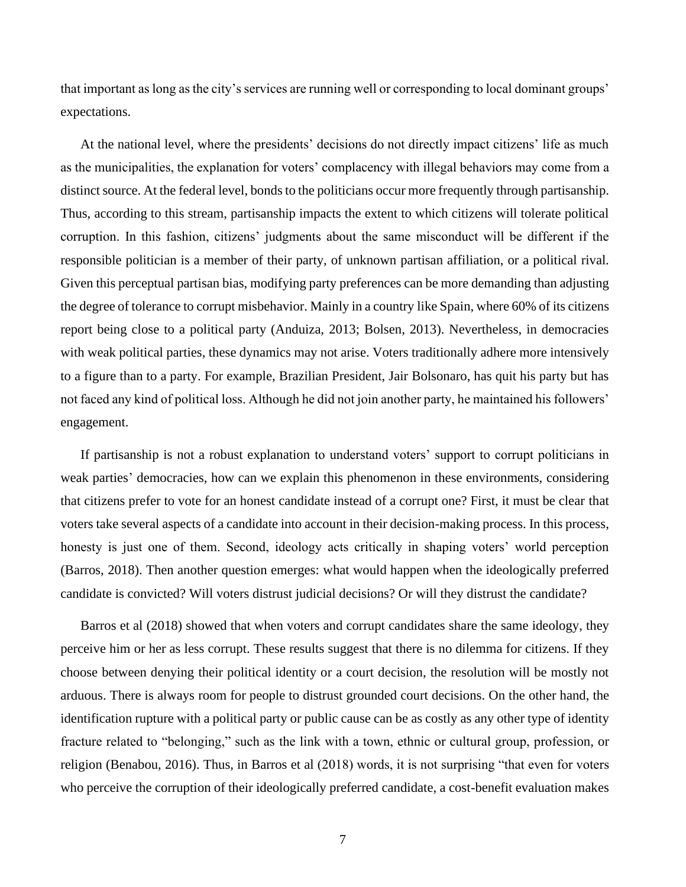that important as long as the city's services are running well or corresponding to local dominant groups' expectations.

At the national level, where the presidents' decisions do not directly impact citizens' life as much as the municipalities, the explanation for voters' complacency with illegal behaviors may come from a distinct source. At the federal level, bonds to the politicians occur more frequently through partisanship. Thus, according to this stream, partisanship impacts the extent to which citizens will tolerate political corruption. In this fashion, citizens' judgments about the same misconduct will be different if the responsible politician is a member of their party, of unknown partisan affiliation, or a political rival. Given this perceptual partisan bias, modifying party preferences can be more demanding than adjusting the degree of tolerance to corrupt misbehavior. Mainly in a country like Spain, where 60% of its citizens report being close to a political party (Anduiza, 2013; Bolsen, 2013). Nevertheless, in democracies with weak political parties, these dynamics may not arise. Voters traditionally adhere more intensively to a figure than to a party. For example, Brazilian President, Jair Bolsonaro, has quit his party but has not faced any kind of political loss. Although he did not join another party, he maintained his followers' engagement.

If partisanship is not a robust explanation to understand voters' support to corrupt politicians in weak parties' democracies, how can we explain this phenomenon in these environments, considering that citizens prefer to vote for an honest candidate instead of a corrupt one? First, it must be clear that voters take several aspects of a candidate into account in their decision-making process. In this process, honesty is just one of them. Second, ideology acts critically in shaping voters' world perception (Barros, 2018). Then another question emerges: what would happen when the ideologically preferred candidate is convicted? Will voters distrust judicial decisions? Or will they distrust the candidate?

Barros et al (2018) showed that when voters and corrupt candidates share the same ideology, they perceive him or her as less corrupt. These results suggest that there is no dilemma for citizens. If they choose between denying their political identity or a court decision, the resolution will be mostly not arduous. There is always room for people to distrust grounded court decisions. On the other hand, the identification rupture with a political party or public cause can be as costly as any other type of identity fracture related to "belonging," such as the link with a town, ethnic or cultural group, profession, or religion (Benabou, 2016). Thus, in Barros et al (2018) words, it is not surprising "that even for voters who perceive the corruption of their ideologically preferred candidate, a cost-benefit evaluation makes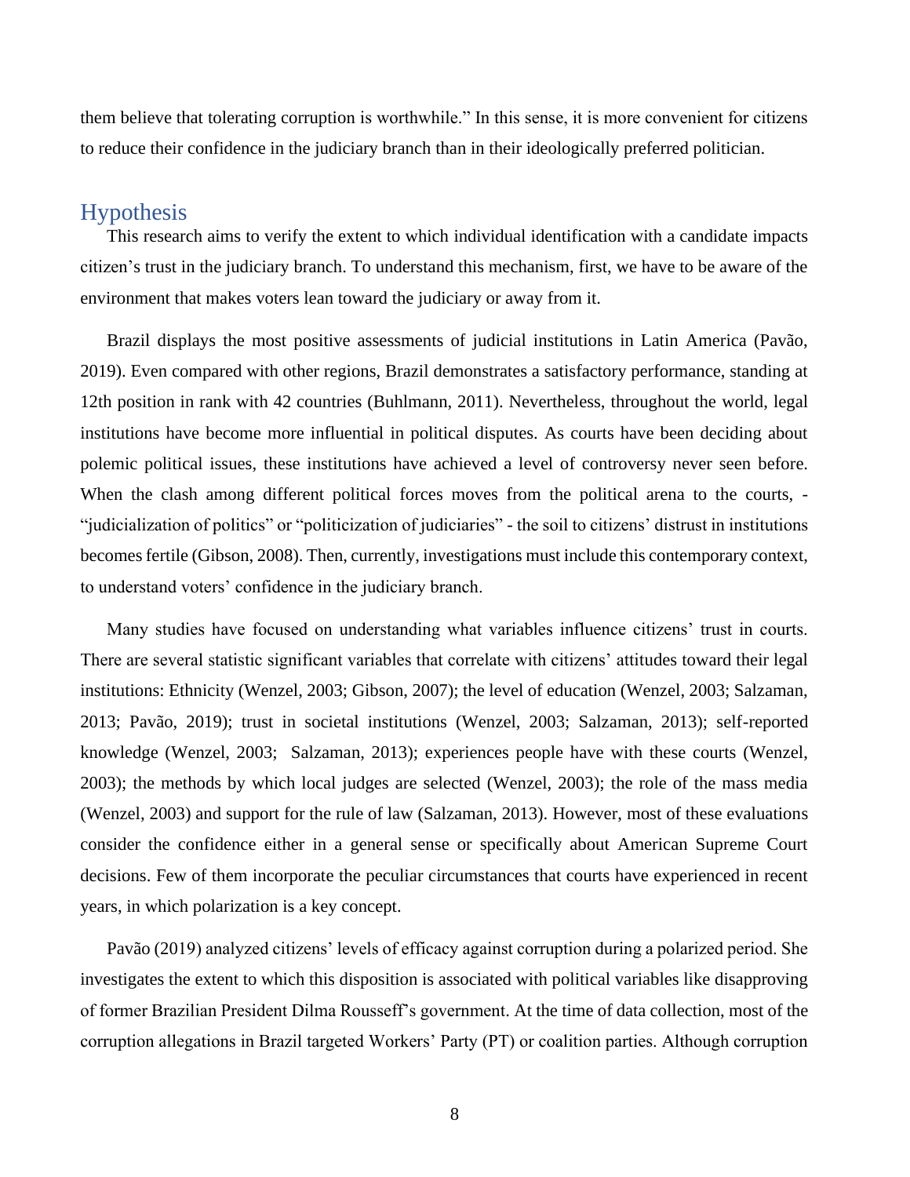them believe that tolerating corruption is worthwhile." In this sense, it is more convenient for citizens to reduce their confidence in the judiciary branch than in their ideologically preferred politician.

## Hypothesis

This research aims to verify the extent to which individual identification with a candidate impacts citizen's trust in the judiciary branch. To understand this mechanism, first, we have to be aware of the environment that makes voters lean toward the judiciary or away from it.

Brazil displays the most positive assessments of judicial institutions in Latin America (Pavão, 2019). Even compared with other regions, Brazil demonstrates a satisfactory performance, standing at 12th position in rank with 42 countries (Buhlmann, 2011). Nevertheless, throughout the world, legal institutions have become more influential in political disputes. As courts have been deciding about polemic political issues, these institutions have achieved a level of controversy never seen before. When the clash among different political forces moves from the political arena to the courts, - "judicialization of politics" or "politicization of judiciaries" - the soil to citizens' distrust in institutions becomes fertile (Gibson, 2008). Then, currently, investigations must include this contemporary context, to understand voters' confidence in the judiciary branch.

Many studies have focused on understanding what variables influence citizens' trust in courts. There are several statistic significant variables that correlate with citizens' attitudes toward their legal institutions: Ethnicity (Wenzel, 2003; Gibson, 2007); the level of education (Wenzel, 2003; Salzaman, 2013; Pavão, 2019); trust in societal institutions (Wenzel, 2003; Salzaman, 2013); self-reported knowledge (Wenzel, 2003; Salzaman, 2013); experiences people have with these courts (Wenzel, 2003); the methods by which local judges are selected (Wenzel, 2003); the role of the mass media (Wenzel, 2003) and support for the rule of law (Salzaman, 2013). However, most of these evaluations consider the confidence either in a general sense or specifically about American Supreme Court decisions. Few of them incorporate the peculiar circumstances that courts have experienced in recent years, in which polarization is a key concept.

Pavão (2019) analyzed citizens' levels of efficacy against corruption during a polarized period. She investigates the extent to which this disposition is associated with political variables like disapproving of former Brazilian President Dilma Rousseff's government. At the time of data collection, most of the corruption allegations in Brazil targeted Workers' Party (PT) or coalition parties. Although corruption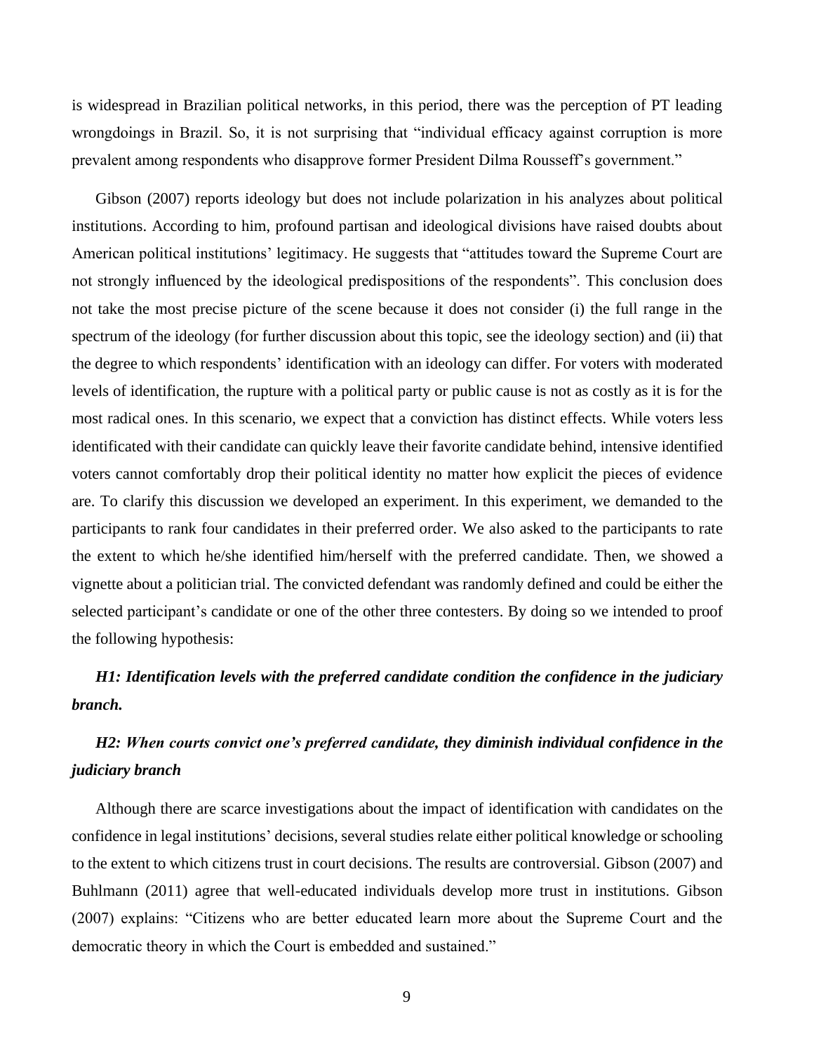is widespread in Brazilian political networks, in this period, there was the perception of PT leading wrongdoings in Brazil. So, it is not surprising that "individual efficacy against corruption is more prevalent among respondents who disapprove former President Dilma Rousseff's government."

Gibson (2007) reports ideology but does not include polarization in his analyzes about political institutions. According to him, profound partisan and ideological divisions have raised doubts about American political institutions' legitimacy. He suggests that "attitudes toward the Supreme Court are not strongly influenced by the ideological predispositions of the respondents". This conclusion does not take the most precise picture of the scene because it does not consider (i) the full range in the spectrum of the ideology (for further discussion about this topic, see the ideology section) and (ii) that the degree to which respondents' identification with an ideology can differ. For voters with moderated levels of identification, the rupture with a political party or public cause is not as costly as it is for the most radical ones. In this scenario, we expect that a conviction has distinct effects. While voters less identificated with their candidate can quickly leave their favorite candidate behind, intensive identified voters cannot comfortably drop their political identity no matter how explicit the pieces of evidence are. To clarify this discussion we developed an experiment. In this experiment, we demanded to the participants to rank four candidates in their preferred order. We also asked to the participants to rate the extent to which he/she identified him/herself with the preferred candidate. Then, we showed a vignette about a politician trial. The convicted defendant was randomly defined and could be either the selected participant's candidate or one of the other three contesters. By doing so we intended to proof the following hypothesis:

***H1: Identification levels with the preferred candidate condition the confidence in the judiciary branch.***

***H2: When courts convict one's preferred candidate, they diminish individual confidence in the judiciary branch***

Although there are scarce investigations about the impact of identification with candidates on the confidence in legal institutions' decisions, several studies relate either political knowledge or schooling to the extent to which citizens trust in court decisions. The results are controversial. Gibson (2007) and Buhlmann (2011) agree that well-educated individuals develop more trust in institutions. Gibson (2007) explains: "Citizens who are better educated learn more about the Supreme Court and the democratic theory in which the Court is embedded and sustained."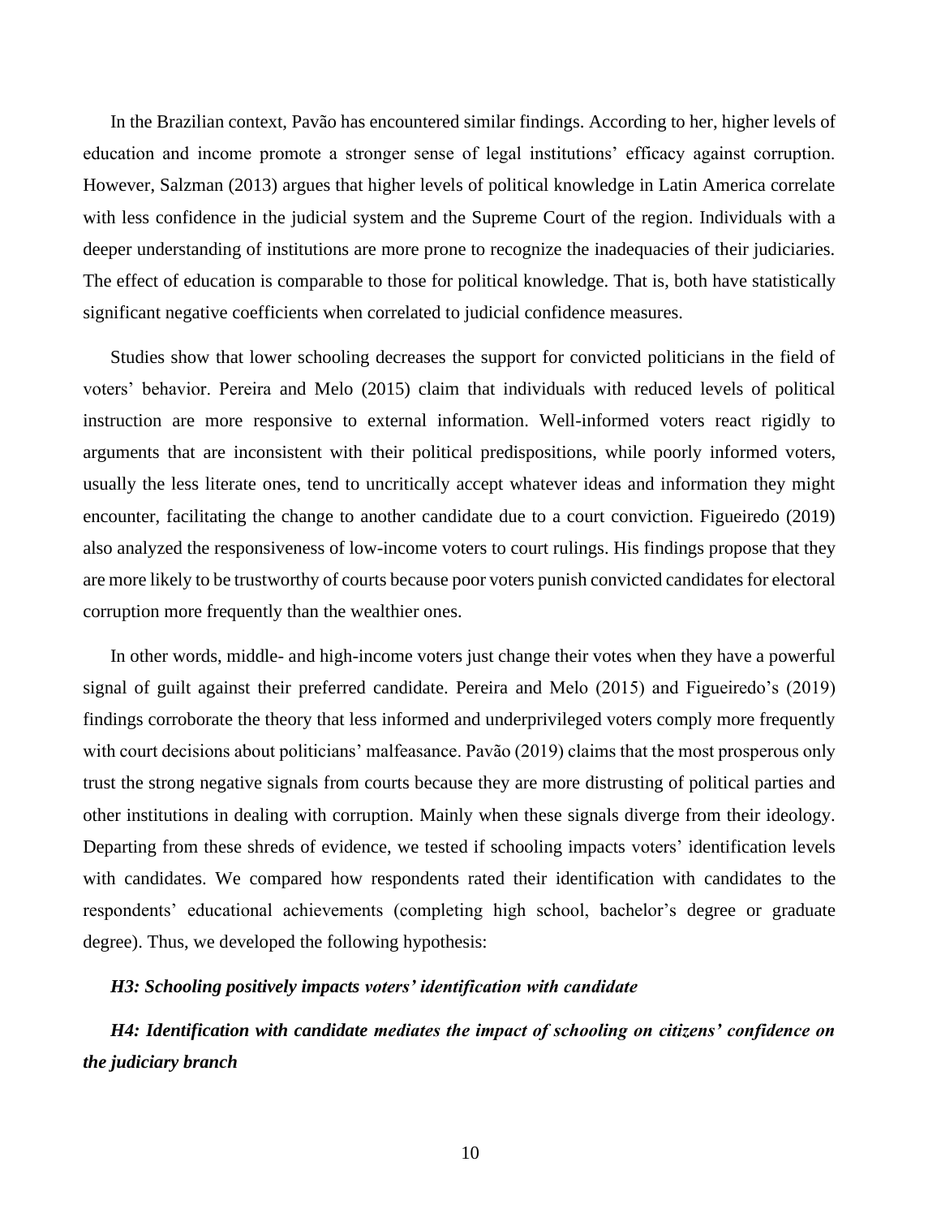In the Brazilian context, Pavão has encountered similar findings. According to her, higher levels of education and income promote a stronger sense of legal institutions' efficacy against corruption. However, Salzman (2013) argues that higher levels of political knowledge in Latin America correlate with less confidence in the judicial system and the Supreme Court of the region. Individuals with a deeper understanding of institutions are more prone to recognize the inadequacies of their judiciaries. The effect of education is comparable to those for political knowledge. That is, both have statistically significant negative coefficients when correlated to judicial confidence measures.

Studies show that lower schooling decreases the support for convicted politicians in the field of voters' behavior. Pereira and Melo (2015) claim that individuals with reduced levels of political instruction are more responsive to external information. Well-informed voters react rigidly to arguments that are inconsistent with their political predispositions, while poorly informed voters, usually the less literate ones, tend to uncritically accept whatever ideas and information they might encounter, facilitating the change to another candidate due to a court conviction. Figueiredo (2019) also analyzed the responsiveness of low-income voters to court rulings. His findings propose that they are more likely to be trustworthy of courts because poor voters punish convicted candidates for electoral corruption more frequently than the wealthier ones.

In other words, middle- and high-income voters just change their votes when they have a powerful signal of guilt against their preferred candidate. Pereira and Melo (2015) and Figueiredo's (2019) findings corroborate the theory that less informed and underprivileged voters comply more frequently with court decisions about politicians' malfeasance. Pavão (2019) claims that the most prosperous only trust the strong negative signals from courts because they are more distrusting of political parties and other institutions in dealing with corruption. Mainly when these signals diverge from their ideology. Departing from these shreds of evidence, we tested if schooling impacts voters' identification levels with candidates. We compared how respondents rated their identification with candidates to the respondents' educational achievements (completing high school, bachelor's degree or graduate degree). Thus, we developed the following hypothesis:

***H3: Schooling positively impacts voters' identification with candidate***

***H4: Identification with candidate mediates the impact of schooling on citizens' confidence on the judiciary branch***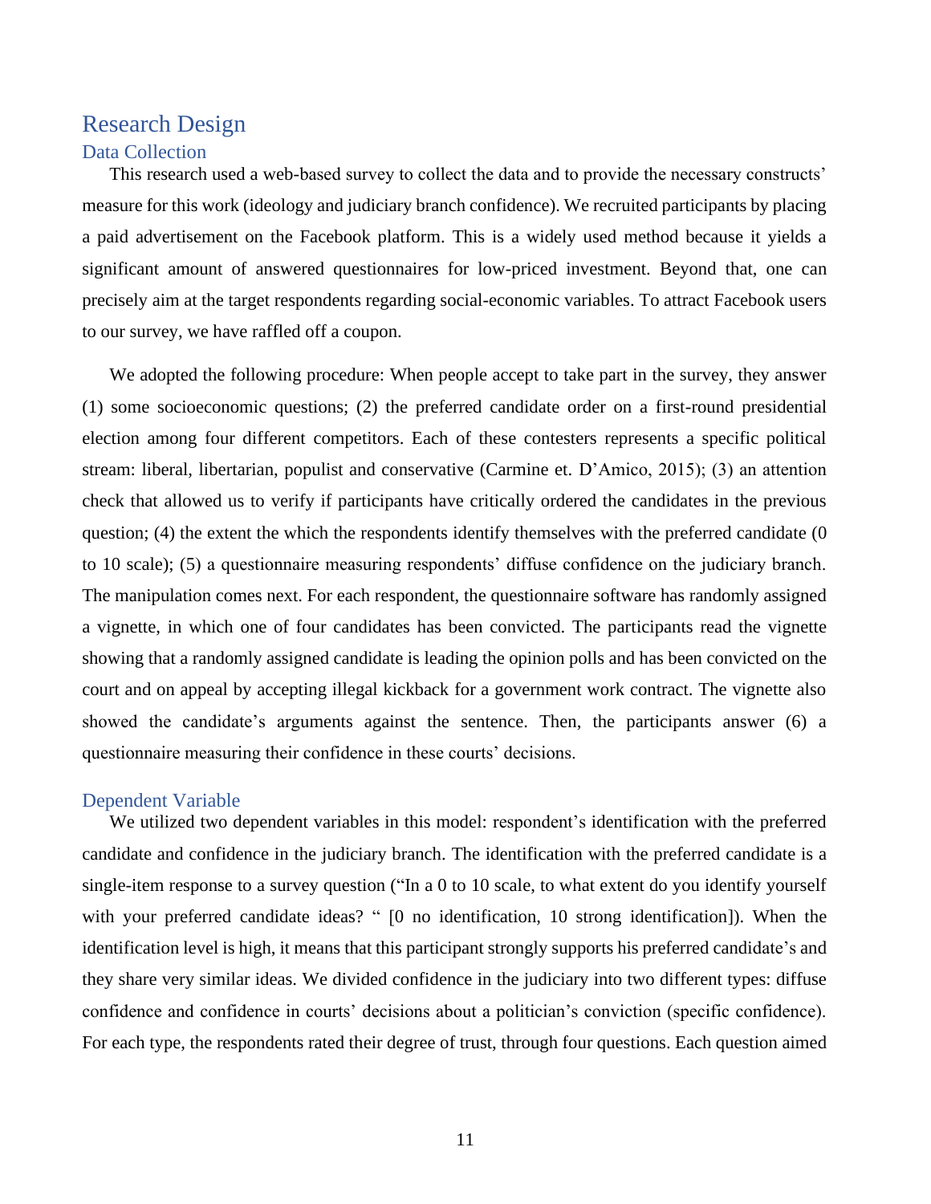## Research Design

### Data Collection

This research used a web-based survey to collect the data and to provide the necessary constructs' measure for this work (ideology and judiciary branch confidence). We recruited participants by placing a paid advertisement on the Facebook platform. This is a widely used method because it yields a significant amount of answered questionnaires for low-priced investment. Beyond that, one can precisely aim at the target respondents regarding social-economic variables. To attract Facebook users to our survey, we have raffled off a coupon.

We adopted the following procedure: When people accept to take part in the survey, they answer (1) some socioeconomic questions; (2) the preferred candidate order on a first-round presidential election among four different competitors. Each of these contesters represents a specific political stream: liberal, libertarian, populist and conservative (Carmine et. D'Amico, 2015); (3) an attention check that allowed us to verify if participants have critically ordered the candidates in the previous question; (4) the extent the which the respondents identify themselves with the preferred candidate (0 to 10 scale); (5) a questionnaire measuring respondents' diffuse confidence on the judiciary branch. The manipulation comes next. For each respondent, the questionnaire software has randomly assigned a vignette, in which one of four candidates has been convicted. The participants read the vignette showing that a randomly assigned candidate is leading the opinion polls and has been convicted on the court and on appeal by accepting illegal kickback for a government work contract. The vignette also showed the candidate's arguments against the sentence. Then, the participants answer (6) a questionnaire measuring their confidence in these courts' decisions.

### Dependent Variable

We utilized two dependent variables in this model: respondent's identification with the preferred candidate and confidence in the judiciary branch. The identification with the preferred candidate is a single-item response to a survey question ("In a 0 to 10 scale, to what extent do you identify yourself with your preferred candidate ideas? " [0 no identification, 10 strong identification]). When the identification level is high, it means that this participant strongly supports his preferred candidate's and they share very similar ideas. We divided confidence in the judiciary into two different types: diffuse confidence and confidence in courts' decisions about a politician's conviction (specific confidence). For each type, the respondents rated their degree of trust, through four questions. Each question aimed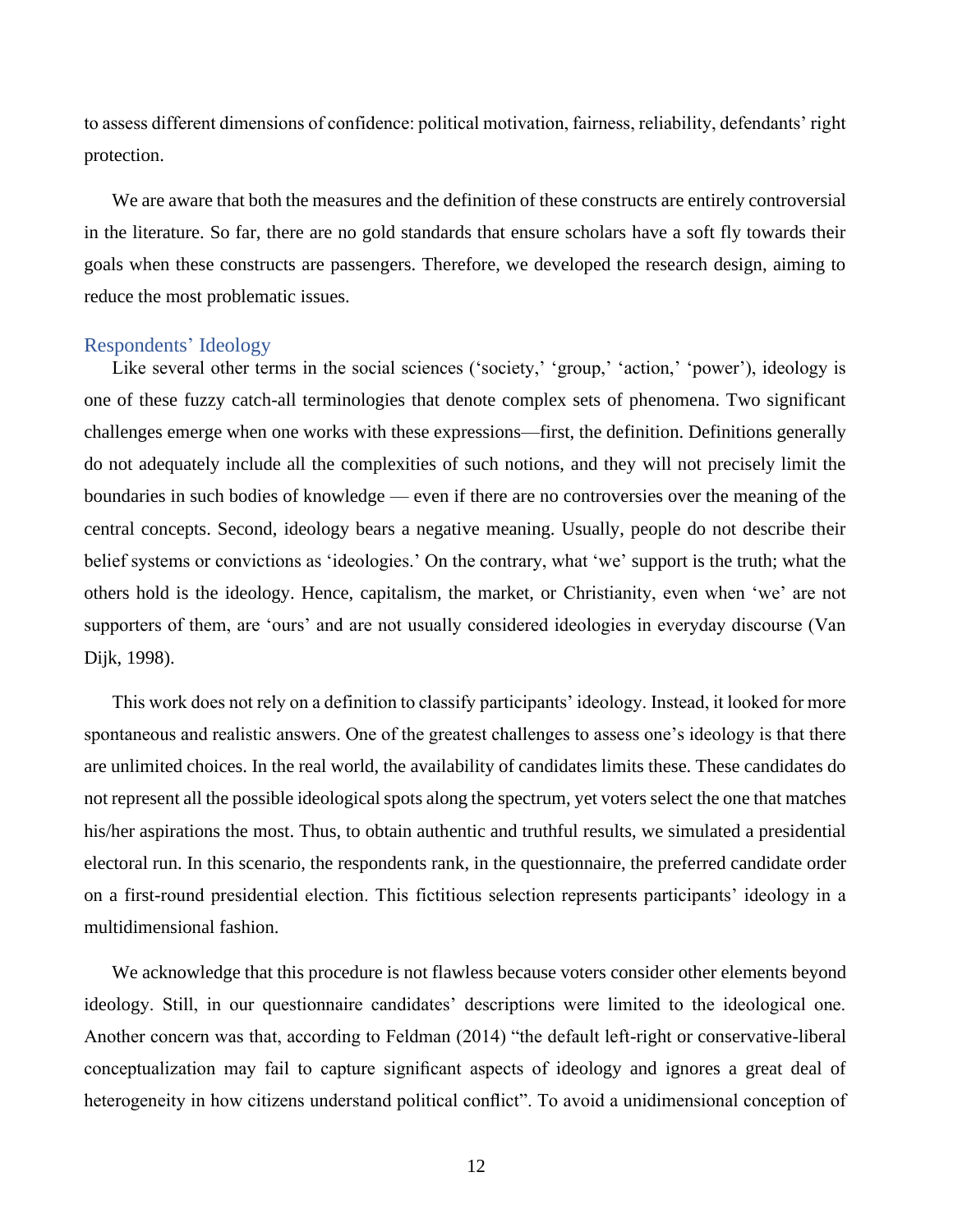to assess different dimensions of confidence: political motivation, fairness, reliability, defendants' right protection.

We are aware that both the measures and the definition of these constructs are entirely controversial in the literature. So far, there are no gold standards that ensure scholars have a soft fly towards their goals when these constructs are passengers. Therefore, we developed the research design, aiming to reduce the most problematic issues.

### Respondents' Ideology

Like several other terms in the social sciences ('society,' 'group,' 'action,' 'power'), ideology is one of these fuzzy catch-all terminologies that denote complex sets of phenomena. Two significant challenges emerge when one works with these expressions—first, the definition. Definitions generally do not adequately include all the complexities of such notions, and they will not precisely limit the boundaries in such bodies of knowledge — even if there are no controversies over the meaning of the central concepts. Second, ideology bears a negative meaning. Usually, people do not describe their belief systems or convictions as 'ideologies.' On the contrary, what 'we' support is the truth; what the others hold is the ideology. Hence, capitalism, the market, or Christianity, even when 'we' are not supporters of them, are 'ours' and are not usually considered ideologies in everyday discourse (Van Dijk, 1998).

This work does not rely on a definition to classify participants' ideology. Instead, it looked for more spontaneous and realistic answers. One of the greatest challenges to assess one's ideology is that there are unlimited choices. In the real world, the availability of candidates limits these. These candidates do not represent all the possible ideological spots along the spectrum, yet voters select the one that matches his/her aspirations the most. Thus, to obtain authentic and truthful results, we simulated a presidential electoral run. In this scenario, the respondents rank, in the questionnaire, the preferred candidate order on a first-round presidential election. This fictitious selection represents participants' ideology in a multidimensional fashion.

We acknowledge that this procedure is not flawless because voters consider other elements beyond ideology. Still, in our questionnaire candidates' descriptions were limited to the ideological one. Another concern was that, according to Feldman (2014) "the default left-right or conservative-liberal conceptualization may fail to capture significant aspects of ideology and ignores a great deal of heterogeneity in how citizens understand political conflict". To avoid a unidimensional conception of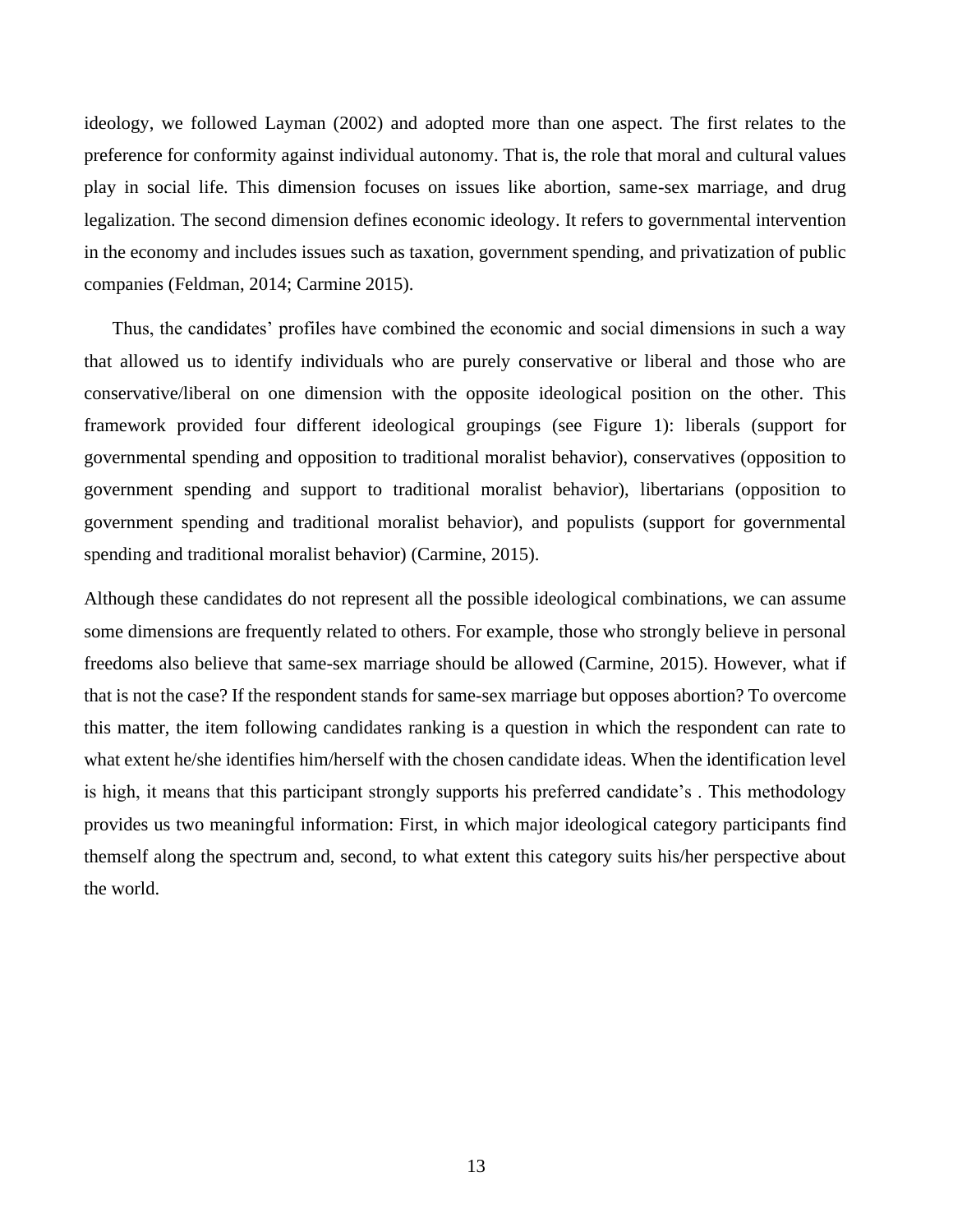ideology, we followed Layman (2002) and adopted more than one aspect. The first relates to the preference for conformity against individual autonomy. That is, the role that moral and cultural values play in social life. This dimension focuses on issues like abortion, same-sex marriage, and drug legalization. The second dimension defines economic ideology. It refers to governmental intervention in the economy and includes issues such as taxation, government spending, and privatization of public companies (Feldman, 2014; Carmine 2015).

Thus, the candidates' profiles have combined the economic and social dimensions in such a way that allowed us to identify individuals who are purely conservative or liberal and those who are conservative/liberal on one dimension with the opposite ideological position on the other. This framework provided four different ideological groupings (see Figure 1): liberals (support for governmental spending and opposition to traditional moralist behavior), conservatives (opposition to government spending and support to traditional moralist behavior), libertarians (opposition to government spending and traditional moralist behavior), and populists (support for governmental spending and traditional moralist behavior) (Carmine, 2015).

Although these candidates do not represent all the possible ideological combinations, we can assume some dimensions are frequently related to others. For example, those who strongly believe in personal freedoms also believe that same-sex marriage should be allowed (Carmine, 2015). However, what if that is not the case? If the respondent stands for same-sex marriage but opposes abortion? To overcome this matter, the item following candidates ranking is a question in which the respondent can rate to what extent he/she identifies him/herself with the chosen candidate ideas. When the identification level is high, it means that this participant strongly supports his preferred candidate's . This methodology provides us two meaningful information: First, in which major ideological category participants find themself along the spectrum and, second, to what extent this category suits his/her perspective about the world.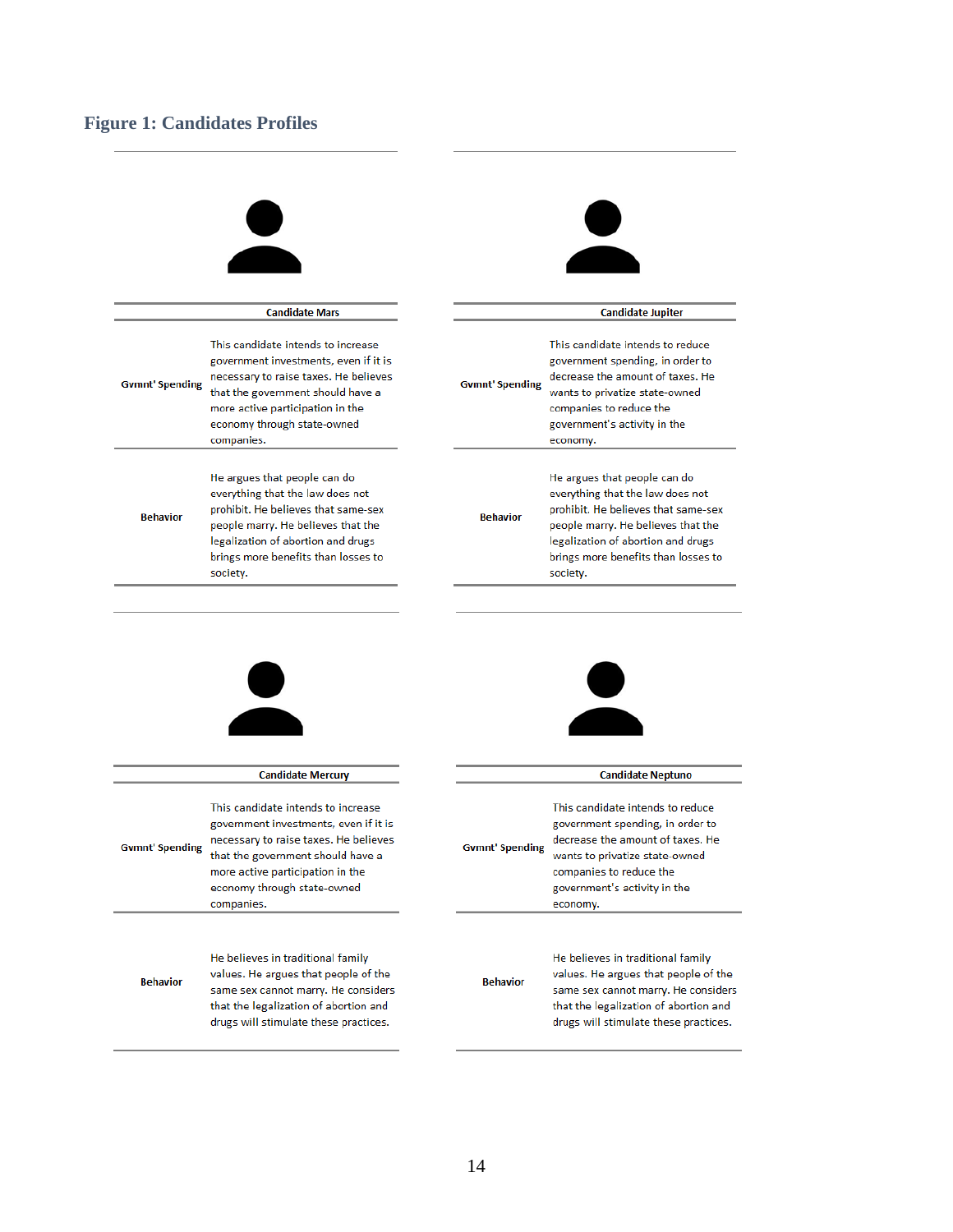### Figure 1: Candidates Profiles

| Candidate Mars | |
|---|---|
| **Gvmnt' Spending** | This candidate intends to increase government investments, even if it is necessary to raise taxes. He believes that the government should have a more active participation in the economy through state-owned companies. |
| **Behavior** | He argues that people can do everything that the law does not prohibit. He believes that same-sex people marry. He believes that the legalization of abortion and drugs brings more benefits than losses to society. |

| Candidate Jupiter | |
|---|---|
| **Gvmnt' Spending** | This candidate intends to reduce government spending, in order to decrease the amount of taxes. He wants to privatize state-owned companies to reduce the government's activity in the economy. |
| **Behavior** | He argues that people can do everything that the law does not prohibit. He believes that same-sex people marry. He believes that the legalization of abortion and drugs brings more benefits than losses to society. |

| Candidate Mercury | |
|---|---|
| **Gvmnt' Spending** | This candidate intends to increase government investments, even if it is necessary to raise taxes. He believes that the government should have a more active participation in the economy through state-owned companies. |
| **Behavior** | He believes in traditional family values. He argues that people of the same sex cannot marry. He considers that the legalization of abortion and drugs will stimulate these practices. |

| Candidate Neptuno | |
|---|---|
| **Gvmnt' Spending** | This candidate intends to reduce government spending, in order to decrease the amount of taxes. He wants to privatize state-owned companies to reduce the government's activity in the economy. |
| **Behavior** | He believes in traditional family values. He argues that people of the same sex cannot marry. He considers that the legalization of abortion and drugs will stimulate these practices. |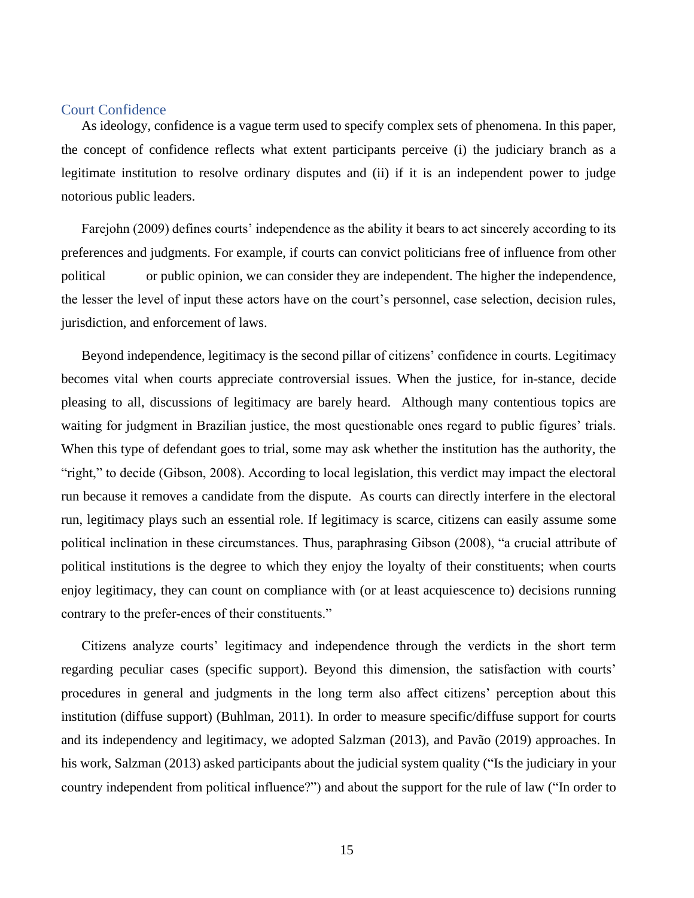## Court Confidence

As ideology, confidence is a vague term used to specify complex sets of phenomena. In this paper, the concept of confidence reflects what extent participants perceive (i) the judiciary branch as a legitimate institution to resolve ordinary disputes and (ii) if it is an independent power to judge notorious public leaders.

Farejohn (2009) defines courts' independence as the ability it bears to act sincerely according to its preferences and judgments. For example, if courts can convict politicians free of influence from other political or public opinion, we can consider they are independent. The higher the independence, the lesser the level of input these actors have on the court's personnel, case selection, decision rules, jurisdiction, and enforcement of laws.

Beyond independence, legitimacy is the second pillar of citizens' confidence in courts. Legitimacy becomes vital when courts appreciate controversial issues. When the justice, for in-stance, decide pleasing to all, discussions of legitimacy are barely heard. Although many contentious topics are waiting for judgment in Brazilian justice, the most questionable ones regard to public figures' trials. When this type of defendant goes to trial, some may ask whether the institution has the authority, the "right," to decide (Gibson, 2008). According to local legislation, this verdict may impact the electoral run because it removes a candidate from the dispute. As courts can directly interfere in the electoral run, legitimacy plays such an essential role. If legitimacy is scarce, citizens can easily assume some political inclination in these circumstances. Thus, paraphrasing Gibson (2008), "a crucial attribute of political institutions is the degree to which they enjoy the loyalty of their constituents; when courts enjoy legitimacy, they can count on compliance with (or at least acquiescence to) decisions running contrary to the prefer-ences of their constituents."

Citizens analyze courts' legitimacy and independence through the verdicts in the short term regarding peculiar cases (specific support). Beyond this dimension, the satisfaction with courts' procedures in general and judgments in the long term also affect citizens' perception about this institution (diffuse support) (Buhlman, 2011). In order to measure specific/diffuse support for courts and its independency and legitimacy, we adopted Salzman (2013), and Pavão (2019) approaches. In his work, Salzman (2013) asked participants about the judicial system quality ("Is the judiciary in your country independent from political influence?") and about the support for the rule of law ("In order to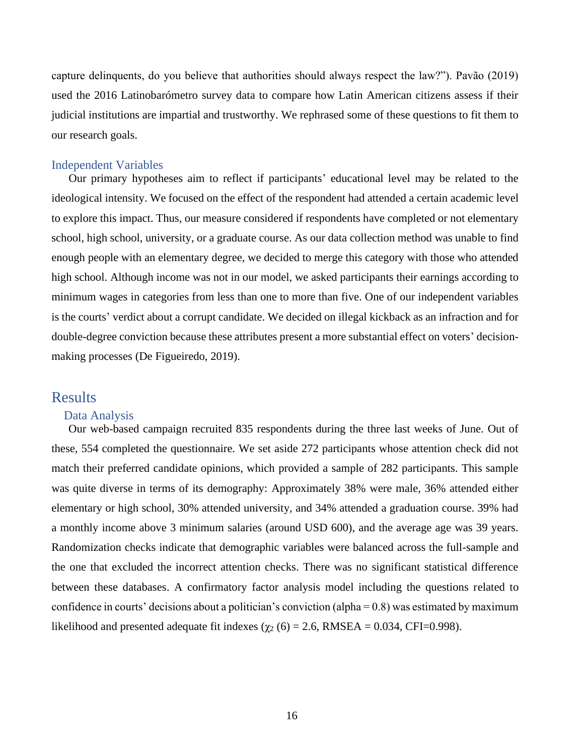capture delinquents, do you believe that authorities should always respect the law?"). Pavão (2019) used the 2016 Latinobarómetro survey data to compare how Latin American citizens assess if their judicial institutions are impartial and trustworthy. We rephrased some of these questions to fit them to our research goals.

### Independent Variables

Our primary hypotheses aim to reflect if participants' educational level may be related to the ideological intensity. We focused on the effect of the respondent had attended a certain academic level to explore this impact. Thus, our measure considered if respondents have completed or not elementary school, high school, university, or a graduate course. As our data collection method was unable to find enough people with an elementary degree, we decided to merge this category with those who attended high school. Although income was not in our model, we asked participants their earnings according to minimum wages in categories from less than one to more than five. One of our independent variables is the courts' verdict about a corrupt candidate. We decided on illegal kickback as an infraction and for double-degree conviction because these attributes present a more substantial effect on voters' decision-making processes (De Figueiredo, 2019).

## Results

### Data Analysis

Our web-based campaign recruited 835 respondents during the three last weeks of June. Out of these, 554 completed the questionnaire. We set aside 272 participants whose attention check did not match their preferred candidate opinions, which provided a sample of 282 participants. This sample was quite diverse in terms of its demography: Approximately 38% were male, 36% attended either elementary or high school, 30% attended university, and 34% attended a graduation course. 39% had a monthly income above 3 minimum salaries (around USD 600), and the average age was 39 years. Randomization checks indicate that demographic variables were balanced across the full-sample and the one that excluded the incorrect attention checks. There was no significant statistical difference between these databases. A confirmatory factor analysis model including the questions related to confidence in courts' decisions about a politician's conviction (alpha = 0.8) was estimated by maximum likelihood and presented adequate fit indexes ($\chi_2$ (6) = 2.6, RMSEA = 0.034, CFI=0.998).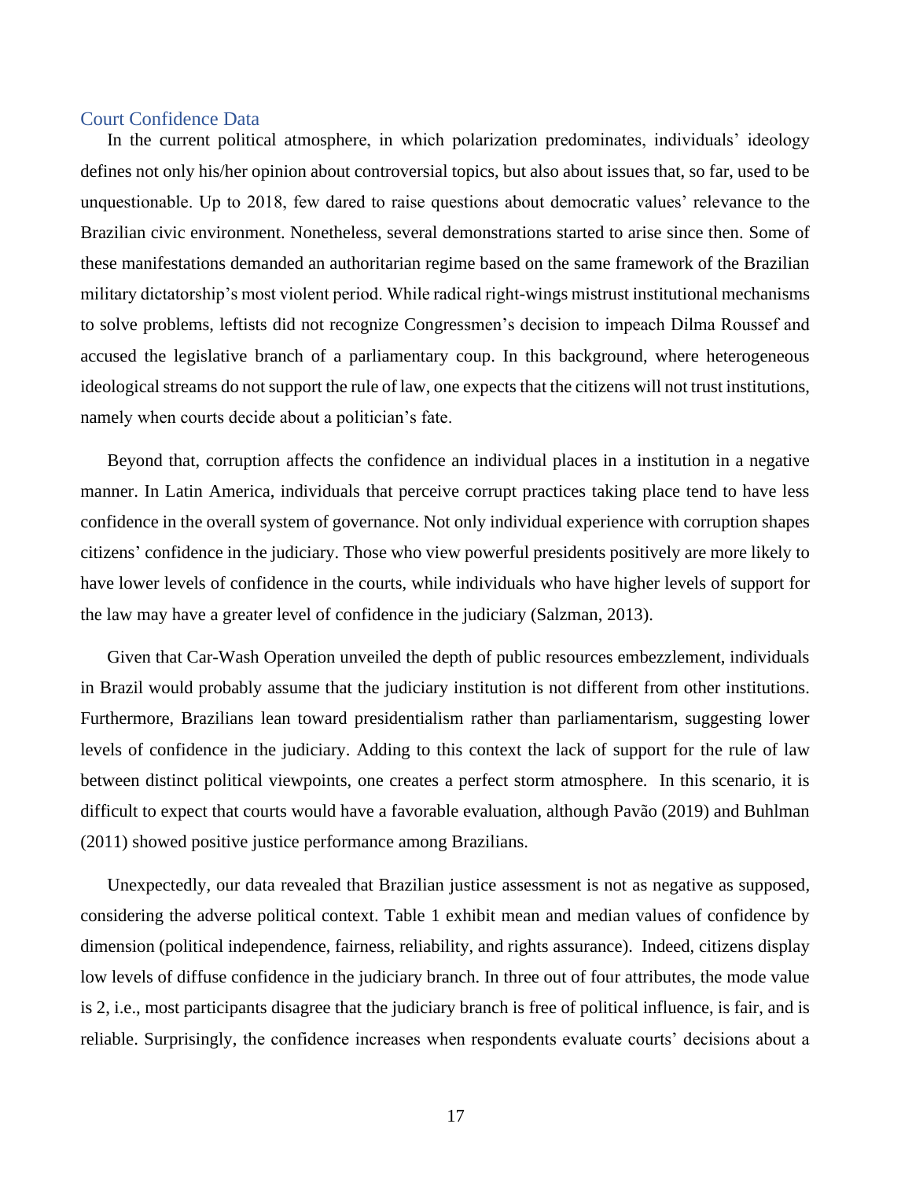## Court Confidence Data

In the current political atmosphere, in which polarization predominates, individuals' ideology defines not only his/her opinion about controversial topics, but also about issues that, so far, used to be unquestionable. Up to 2018, few dared to raise questions about democratic values' relevance to the Brazilian civic environment. Nonetheless, several demonstrations started to arise since then. Some of these manifestations demanded an authoritarian regime based on the same framework of the Brazilian military dictatorship's most violent period. While radical right-wings mistrust institutional mechanisms to solve problems, leftists did not recognize Congressmen's decision to impeach Dilma Roussef and accused the legislative branch of a parliamentary coup. In this background, where heterogeneous ideological streams do not support the rule of law, one expects that the citizens will not trust institutions, namely when courts decide about a politician's fate.

Beyond that, corruption affects the confidence an individual places in a institution in a negative manner. In Latin America, individuals that perceive corrupt practices taking place tend to have less confidence in the overall system of governance. Not only individual experience with corruption shapes citizens' confidence in the judiciary. Those who view powerful presidents positively are more likely to have lower levels of confidence in the courts, while individuals who have higher levels of support for the law may have a greater level of confidence in the judiciary (Salzman, 2013).

Given that Car-Wash Operation unveiled the depth of public resources embezzlement, individuals in Brazil would probably assume that the judiciary institution is not different from other institutions. Furthermore, Brazilians lean toward presidentialism rather than parliamentarism, suggesting lower levels of confidence in the judiciary. Adding to this context the lack of support for the rule of law between distinct political viewpoints, one creates a perfect storm atmosphere. In this scenario, it is difficult to expect that courts would have a favorable evaluation, although Pavão (2019) and Buhlman (2011) showed positive justice performance among Brazilians.

Unexpectedly, our data revealed that Brazilian justice assessment is not as negative as supposed, considering the adverse political context. Table 1 exhibit mean and median values of confidence by dimension (political independence, fairness, reliability, and rights assurance). Indeed, citizens display low levels of diffuse confidence in the judiciary branch. In three out of four attributes, the mode value is 2, i.e., most participants disagree that the judiciary branch is free of political influence, is fair, and is reliable. Surprisingly, the confidence increases when respondents evaluate courts' decisions about a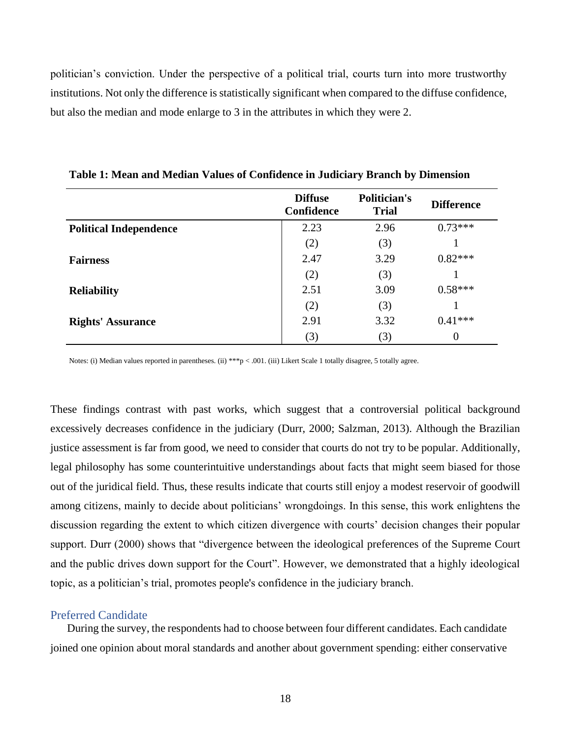politician's conviction. Under the perspective of a political trial, courts turn into more trustworthy institutions. Not only the difference is statistically significant when compared to the diffuse confidence, but also the median and mode enlarge to 3 in the attributes in which they were 2.

**Table 1: Mean and Median Values of Confidence in Judiciary Branch by Dimension**

| | Diffuse Confidence | Politician's Trial | Difference |
|---|---|---|---|
| **Political Independence** | 2.23 | 2.96 | 0.73*** |
| | (2) | (3) | 1 |
| **Fairness** | 2.47 | 3.29 | 0.82*** |
| | (2) | (3) | 1 |
| **Reliability** | 2.51 | 3.09 | 0.58*** |
| | (2) | (3) | 1 |
| **Rights' Assurance** | 2.91 | 3.32 | 0.41*** |
| | (3) | (3) | 0 |

Notes: (i) Median values reported in parentheses. (ii) ***p < .001. (iii) Likert Scale 1 totally disagree, 5 totally agree.

These findings contrast with past works, which suggest that a controversial political background excessively decreases confidence in the judiciary (Durr, 2000; Salzman, 2013). Although the Brazilian justice assessment is far from good, we need to consider that courts do not try to be popular. Additionally, legal philosophy has some counterintuitive understandings about facts that might seem biased for those out of the juridical field. Thus, these results indicate that courts still enjoy a modest reservoir of goodwill among citizens, mainly to decide about politicians' wrongdoings. In this sense, this work enlightens the discussion regarding the extent to which citizen divergence with courts' decision changes their popular support. Durr (2000) shows that "divergence between the ideological preferences of the Supreme Court and the public drives down support for the Court". However, we demonstrated that a highly ideological topic, as a politician's trial, promotes people's confidence in the judiciary branch.

### Preferred Candidate

During the survey, the respondents had to choose between four different candidates. Each candidate joined one opinion about moral standards and another about government spending: either conservative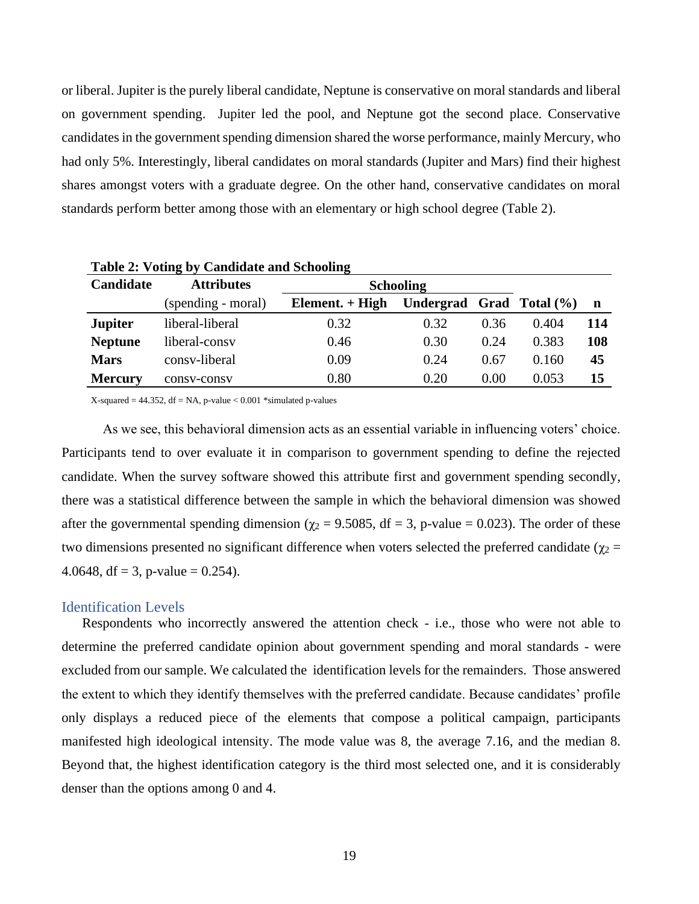or liberal. Jupiter is the purely liberal candidate, Neptune is conservative on moral standards and liberal on government spending. Jupiter led the pool, and Neptune got the second place. Conservative candidates in the government spending dimension shared the worse performance, mainly Mercury, who had only 5%. Interestingly, liberal candidates on moral standards (Jupiter and Mars) find their highest shares amongst voters with a graduate degree. On the other hand, conservative candidates on moral standards perform better among those with an elementary or high school degree (Table 2).

**Table 2: Voting by Candidate and Schooling**

| Candidate | Attributes | Schooling | | | | |
|---|---|---|---|---|---|---|
| | (spending - moral) | Element. + High | Undergrad | Grad | Total (%) | n |
| **Jupiter** | liberal-liberal | 0.32 | 0.32 | 0.36 | 0.404 | **114** |
| **Neptune** | liberal-consv | 0.46 | 0.30 | 0.24 | 0.383 | **108** |
| **Mars** | consv-liberal | 0.09 | 0.24 | 0.67 | 0.160 | **45** |
| **Mercury** | consv-consv | 0.80 | 0.20 | 0.00 | 0.053 | **15** |

X-squared = 44.352, df = NA, p-value < 0.001 *simulated p-values

As we see, this behavioral dimension acts as an essential variable in influencing voters' choice. Participants tend to over evaluate it in comparison to government spending to define the rejected candidate. When the survey software showed this attribute first and government spending secondly, there was a statistical difference between the sample in which the behavioral dimension was showed after the governmental spending dimension ($\chi_2 = 9.5085$, df = 3, p-value = 0.023). The order of these two dimensions presented no significant difference when voters selected the preferred candidate ($\chi_2 = 4.0648$, df = 3, p-value = 0.254).

## Identification Levels

Respondents who incorrectly answered the attention check - i.e., those who were not able to determine the preferred candidate opinion about government spending and moral standards - were excluded from our sample. We calculated the identification levels for the remainders. Those answered the extent to which they identify themselves with the preferred candidate. Because candidates' profile only displays a reduced piece of the elements that compose a political campaign, participants manifested high ideological intensity. The mode value was 8, the average 7.16, and the median 8. Beyond that, the highest identification category is the third most selected one, and it is considerably denser than the options among 0 and 4.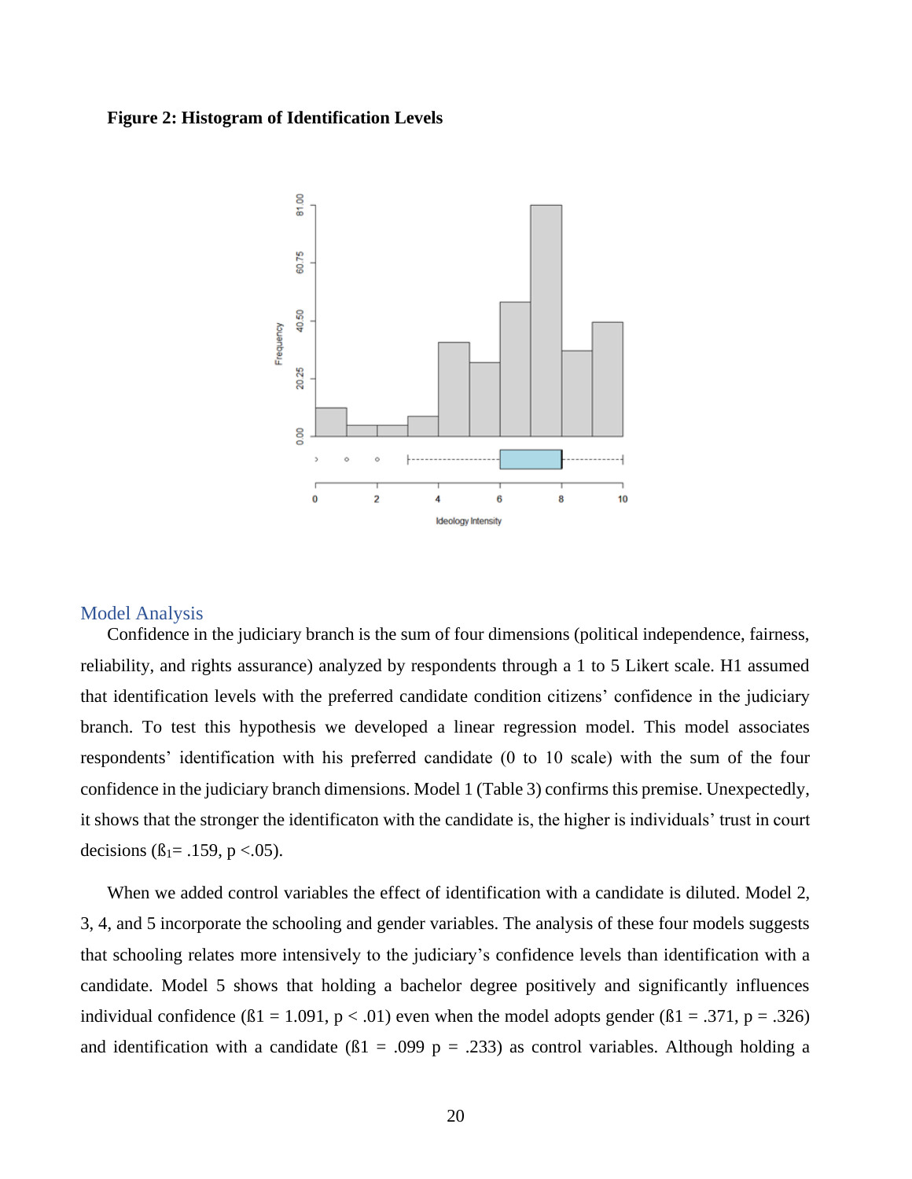**Figure 2: Histogram of Identification Levels**

## Model Analysis

Confidence in the judiciary branch is the sum of four dimensions (political independence, fairness, reliability, and rights assurance) analyzed by respondents through a 1 to 5 Likert scale. H1 assumed that identification levels with the preferred candidate condition citizens' confidence in the judiciary branch. To test this hypothesis we developed a linear regression model. This model associates respondents' identification with his preferred candidate (0 to 10 scale) with the sum of the four confidence in the judiciary branch dimensions. Model 1 (Table 3) confirms this premise. Unexpectedly, it shows that the stronger the identificaton with the candidate is, the higher is individuals' trust in court decisions ($ß_1$= .159, $p < .05$).

When we added control variables the effect of identification with a candidate is diluted. Model 2, 3, 4, and 5 incorporate the schooling and gender variables. The analysis of these four models suggests that schooling relates more intensively to the judiciary's confidence levels than identification with a candidate. Model 5 shows that holding a bachelor degree positively and significantly influences individual confidence (ß1 = 1.091, $p < .01$) even when the model adopts gender (ß1 = .371, $p = .326$) and identification with a candidate (ß1 = .099 $p = .233$) as control variables. Although holding a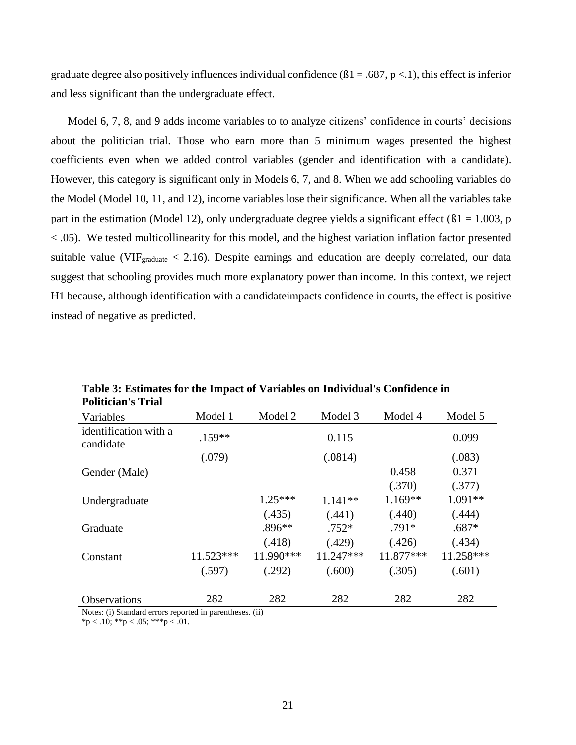graduate degree also positively influences individual confidence ($ß1 = .687$, $p < .1$), this effect is inferior and less significant than the undergraduate effect.

Model 6, 7, 8, and 9 adds income variables to to analyze citizens' confidence in courts' decisions about the politician trial. Those who earn more than 5 minimum wages presented the highest coefficients even when we added control variables (gender and identification with a candidate). However, this category is significant only in Models 6, 7, and 8. When we add schooling variables do the Model (Model 10, 11, and 12), income variables lose their significance. When all the variables take part in the estimation (Model 12), only undergraduate degree yields a significant effect ($ß1 = 1.003$, $p < .05$). We tested multicollinearity for this model, and the highest variation inflation factor presented suitable value ($VIF_{graduate} < 2.16$). Despite earnings and education are deeply correlated, our data suggest that schooling provides much more explanatory power than income. In this context, we reject H1 because, although identification with a candidateimpacts confidence in courts, the effect is positive instead of negative as predicted.

**Table 3: Estimates for the Impact of Variables on Individual's Confidence in Politician's Trial**

| Variables | Model 1 | Model 2 | Model 3 | Model 4 | Model 5 |
|---|---|---|---|---|---|
| identification with a candidate | .159** | | 0.115 | | 0.099 |
| | (.079) | | (.0814) | | (.083) |
| Gender (Male) | | | | 0.458 | 0.371 |
| | | | | (.370) | (.377) |
| Undergraduate | | 1.25*** | 1.141** | 1.169** | 1.091** |
| | | (.435) | (.441) | (.440) | (.444) |
| Graduate | | .896** | .752* | .791* | .687* |
| | | (.418) | (.429) | (.426) | (.434) |
| Constant | 11.523*** | 11.990*** | 11.247*** | 11.877*** | 11.258*** |
| | (.597) | (.292) | (.600) | (.305) | (.601) |
| Observations | 282 | 282 | 282 | 282 | 282 |

Notes: (i) Standard errors reported in parentheses. (ii) *p < .10; **p < .05; ***p < .01.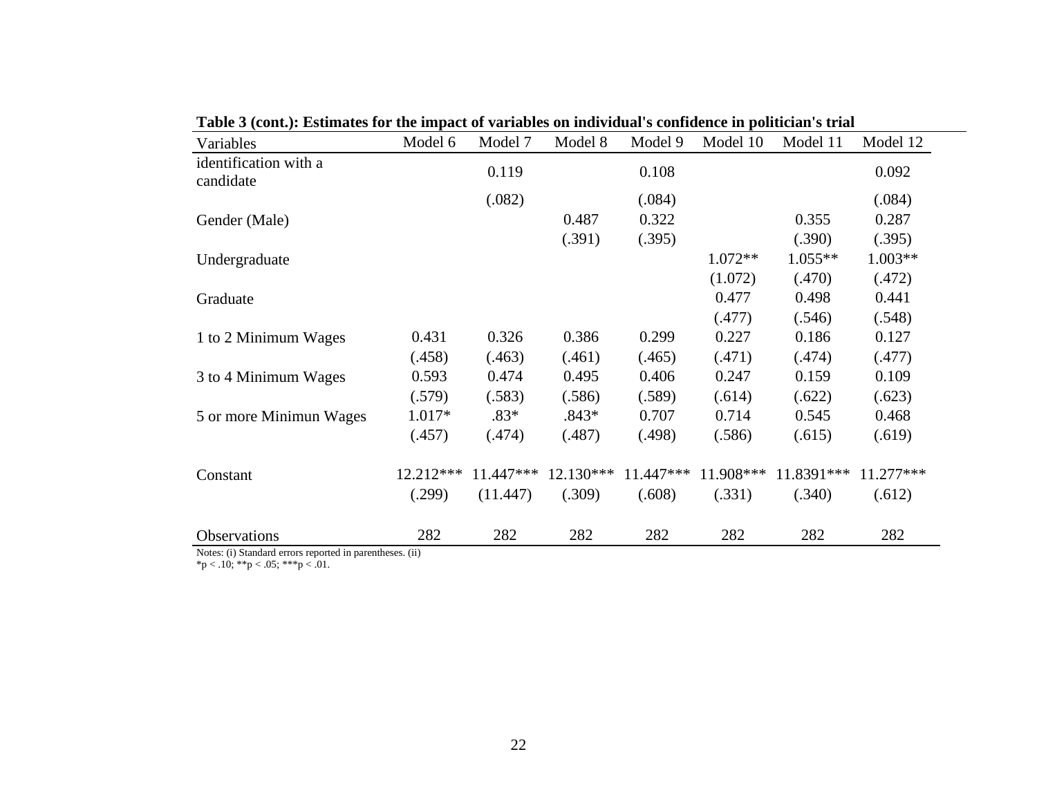**Table 3 (cont.): Estimates for the impact of variables on individual's confidence in politician's trial**

| Variables | Model 6 | Model 7 | Model 8 | Model 9 | Model 10 | Model 11 | Model 12 |
|---|---|---|---|---|---|---|---|
| identification with a candidate | | 0.119 | | 0.108 | | | 0.092 |
| | | (.082) | | (.084) | | | (.084) |
| Gender (Male) | | | 0.487 | 0.322 | | 0.355 | 0.287 |
| | | | (.391) | (.395) | | (.390) | (.395) |
| Undergraduate | | | | | 1.072** | 1.055** | 1.003** |
| | | | | | (1.072) | (.470) | (.472) |
| Graduate | | | | | 0.477 | 0.498 | 0.441 |
| | | | | | (.477) | (.546) | (.548) |
| 1 to 2 Minimum Wages | 0.431 | 0.326 | 0.386 | 0.299 | 0.227 | 0.186 | 0.127 |
| | (.458) | (.463) | (.461) | (.465) | (.471) | (.474) | (.477) |
| 3 to 4 Minimum Wages | 0.593 | 0.474 | 0.495 | 0.406 | 0.247 | 0.159 | 0.109 |
| | (.579) | (.583) | (.586) | (.589) | (.614) | (.622) | (.623) |
| 5 or more Minimun Wages | 1.017* | .83* | .843* | 0.707 | 0.714 | 0.545 | 0.468 |
| | (.457) | (.474) | (.487) | (.498) | (.586) | (.615) | (.619) |
| Constant | 12.212*** | 11.447*** | 12.130*** | 11.447*** | 11.908*** | 11.8391*** | 11.277*** |
| | (.299) | (11.447) | (.309) | (.608) | (.331) | (.340) | (.612) |
| Observations | 282 | 282 | 282 | 282 | 282 | 282 | 282 |

Notes: (i) Standard errors reported in parentheses. (ii) *p < .10; **p < .05; ***p < .01.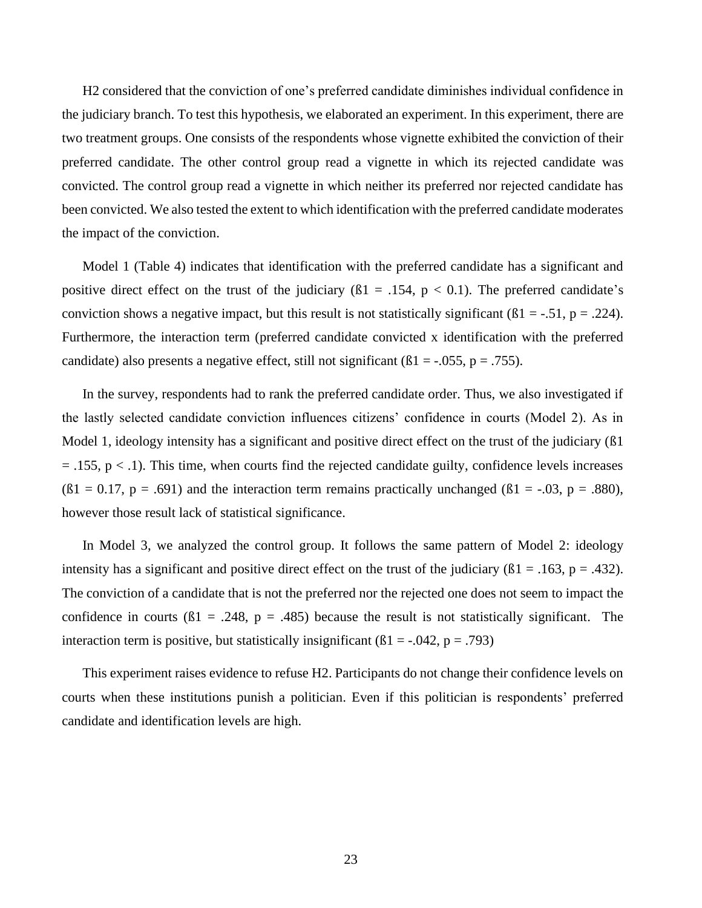H2 considered that the conviction of one's preferred candidate diminishes individual confidence in the judiciary branch. To test this hypothesis, we elaborated an experiment. In this experiment, there are two treatment groups. One consists of the respondents whose vignette exhibited the conviction of their preferred candidate. The other control group read a vignette in which its rejected candidate was convicted. The control group read a vignette in which neither its preferred nor rejected candidate has been convicted. We also tested the extent to which identification with the preferred candidate moderates the impact of the conviction.

Model 1 (Table 4) indicates that identification with the preferred candidate has a significant and positive direct effect on the trust of the judiciary (ß1 = .154, $p < 0.1$). The preferred candidate's conviction shows a negative impact, but this result is not statistically significant (ß1 = -.51, p = .224). Furthermore, the interaction term (preferred candidate convicted x identification with the preferred candidate) also presents a negative effect, still not significant (ß1 = -.055, p = .755).

In the survey, respondents had to rank the preferred candidate order. Thus, we also investigated if the lastly selected candidate conviction influences citizens' confidence in courts (Model 2). As in Model 1, ideology intensity has a significant and positive direct effect on the trust of the judiciary (ß1 = .155, $p < .1$). This time, when courts find the rejected candidate guilty, confidence levels increases (ß1 = 0.17, p = .691) and the interaction term remains practically unchanged (ß1 = -.03, p = .880), however those result lack of statistical significance.

In Model 3, we analyzed the control group. It follows the same pattern of Model 2: ideology intensity has a significant and positive direct effect on the trust of the judiciary (ß1 = .163, p = .432). The conviction of a candidate that is not the preferred nor the rejected one does not seem to impact the confidence in courts (ß1 = .248, p = .485) because the result is not statistically significant. The interaction term is positive, but statistically insignificant (ß1 = -.042, p = .793)

This experiment raises evidence to refuse H2. Participants do not change their confidence levels on courts when these institutions punish a politician. Even if this politician is respondents' preferred candidate and identification levels are high.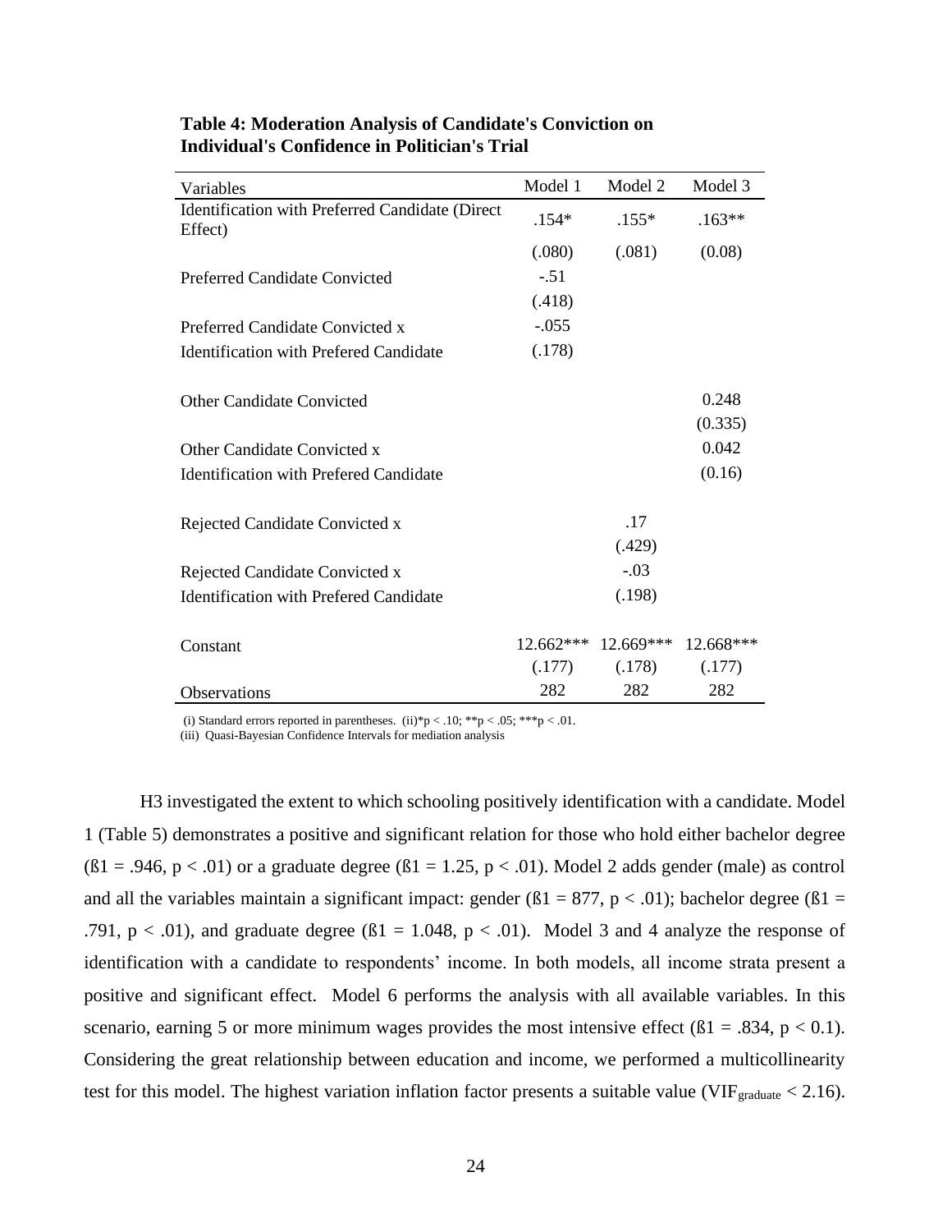**Table 4: Moderation Analysis of Candidate's Conviction on Individual's Confidence in Politician's Trial**

| Variables | Model 1 | Model 2 | Model 3 |
|---|---|---|---|
| Identification with Preferred Candidate (Direct Effect) | .154* | .155* | .163** |
| | (.080) | (.081) | (0.08) |
| Preferred Candidate Convicted | -.51 | | |
| | (.418) | | |
| Preferred Candidate Convicted x Identification with Prefered Candidate | -.055 | | |
| | (.178) | | |
| Other Candidate Convicted | | | 0.248 |
| | | | (0.335) |
| Other Candidate Convicted x Identification with Prefered Candidate | | | 0.042 |
| | | | (0.16) |
| Rejected Candidate Convicted x | | .17 | |
| | | (.429) | |
| Rejected Candidate Convicted x Identification with Prefered Candidate | | -.03 | |
| | | (.198) | |
| Constant | 12.662*** | 12.669*** | 12.668*** |
| | (.177) | (.178) | (.177) |
| Observations | 282 | 282 | 282 |

(i) Standard errors reported in parentheses. (ii)*p < .10; **p < .05; ***p < .01.
(iii) Quasi-Bayesian Confidence Intervals for mediation analysis

H3 investigated the extent to which schooling positively identification with a candidate. Model 1 (Table 5) demonstrates a positive and significant relation for those who hold either bachelor degree (ß1 = .946, $p < .01$) or a graduate degree (ß1 = 1.25, $p < .01$). Model 2 adds gender (male) as control and all the variables maintain a significant impact: gender (ß1 = 877, $p < .01$); bachelor degree (ß1 = .791, $p < .01$), and graduate degree (ß1 = 1.048, $p < .01$). Model 3 and 4 analyze the response of identification with a candidate to respondents' income. In both models, all income strata present a positive and significant effect. Model 6 performs the analysis with all available variables. In this scenario, earning 5 or more minimum wages provides the most intensive effect (ß1 = .834, $p < 0.1$). Considering the great relationship between education and income, we performed a multicollinearity test for this model. The highest variation inflation factor presents a suitable value ($VIF_{graduate} < 2.16$).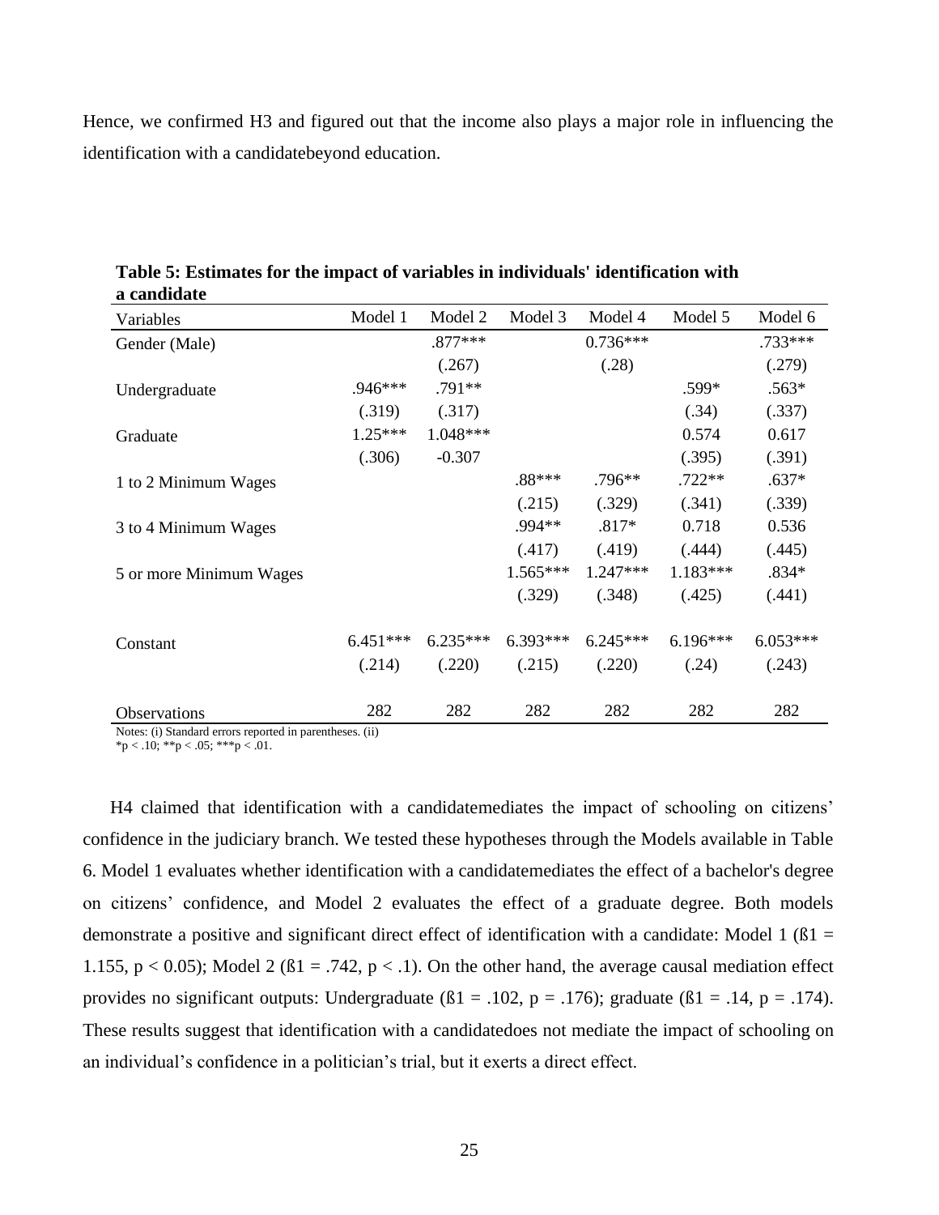Hence, we confirmed H3 and figured out that the income also plays a major role in influencing the identification with a candidatebeyond education.

**Table 5: Estimates for the impact of variables in individuals' identification with a candidate**

| Variables | Model 1 | Model 2 | Model 3 | Model 4 | Model 5 | Model 6 |
|---|---|---|---|---|---|---|
| Gender (Male) | | .877*** | | 0.736*** | | .733*** |
| | | (.267) | | (.28) | | (.279) |
| Undergraduate | .946*** | .791** | | | .599* | .563* |
| | (.319) | (.317) | | | (.34) | (.337) |
| Graduate | 1.25*** | 1.048*** | | | 0.574 | 0.617 |
| | (.306) | -0.307 | | | (.395) | (.391) |
| 1 to 2 Minimum Wages | | | .88*** | .796** | .722** | .637* |
| | | | (.215) | (.329) | (.341) | (.339) |
| 3 to 4 Minimum Wages | | | .994** | .817* | 0.718 | 0.536 |
| | | | (.417) | (.419) | (.444) | (.445) |
| 5 or more Minimum Wages | | | 1.565*** | 1.247*** | 1.183*** | .834* |
| | | | (.329) | (.348) | (.425) | (.441) |
| Constant | 6.451*** | 6.235*** | 6.393*** | 6.245*** | 6.196*** | 6.053*** |
| | (.214) | (.220) | (.215) | (.220) | (.24) | (.243) |
| Observations | 282 | 282 | 282 | 282 | 282 | 282 |

Notes: (i) Standard errors reported in parentheses. (ii) *p < .10; **p < .05; ***p < .01.

H4 claimed that identification with a candidatemediates the impact of schooling on citizens' confidence in the judiciary branch. We tested these hypotheses through the Models available in Table 6. Model 1 evaluates whether identification with a candidatemediates the effect of a bachelor's degree on citizens' confidence, and Model 2 evaluates the effect of a graduate degree. Both models demonstrate a positive and significant direct effect of identification with a candidate: Model 1 ($ß1 = 1.155$, $p < 0.05$); Model 2 ($ß1 = .742$, $p < .1$). On the other hand, the average causal mediation effect provides no significant outputs: Undergraduate ($ß1 = .102$, $p = .176$); graduate ($ß1 = .14$, $p = .174$). These results suggest that identification with a candidatedoes not mediate the impact of schooling on an individual's confidence in a politician's trial, but it exerts a direct effect.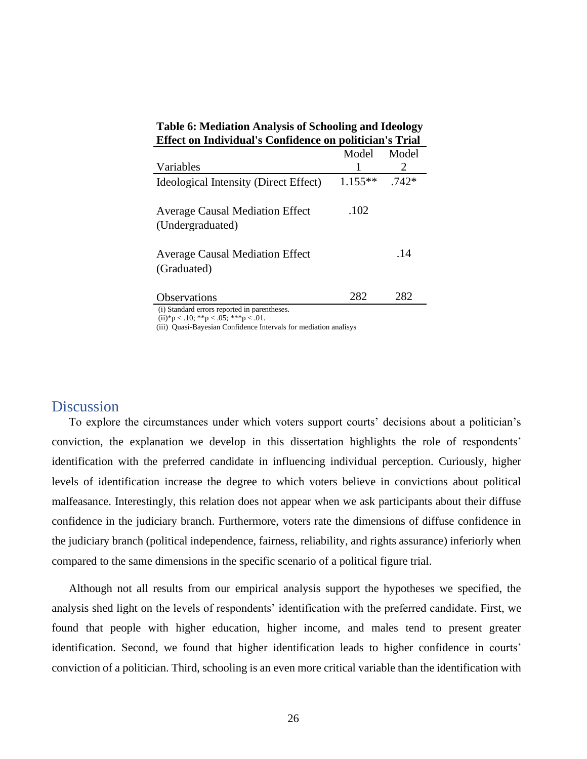**Table 6: Mediation Analysis of Schooling and Ideology Effect on Individual's Confidence on politician's Trial**

| Variables | Model 1 | Model 2 |
|---|---|---|
| Ideological Intensity (Direct Effect) | 1.155** | .742* |
| Average Causal Mediation Effect (Undergraduated) | .102 | |
| Average Causal Mediation Effect (Graduated) | | .14 |
| Observations | 282 | 282 |

(i) Standard errors reported in parentheses.
(ii)*p < .10; **p < .05; ***p < .01.
(iii) Quasi-Bayesian Confidence Intervals for mediation analisys

## Discussion

To explore the circumstances under which voters support courts' decisions about a politician's conviction, the explanation we develop in this dissertation highlights the role of respondents' identification with the preferred candidate in influencing individual perception. Curiously, higher levels of identification increase the degree to which voters believe in convictions about political malfeasance. Interestingly, this relation does not appear when we ask participants about their diffuse confidence in the judiciary branch. Furthermore, voters rate the dimensions of diffuse confidence in the judiciary branch (political independence, fairness, reliability, and rights assurance) inferiorly when compared to the same dimensions in the specific scenario of a political figure trial.

Although not all results from our empirical analysis support the hypotheses we specified, the analysis shed light on the levels of respondents' identification with the preferred candidate. First, we found that people with higher education, higher income, and males tend to present greater identification. Second, we found that higher identification leads to higher confidence in courts' conviction of a politician. Third, schooling is an even more critical variable than the identification with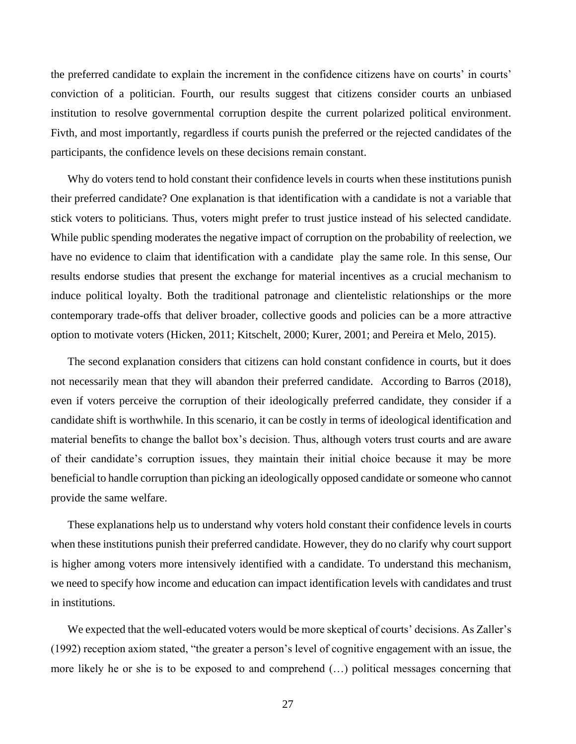the preferred candidate to explain the increment in the confidence citizens have on courts' in courts' conviction of a politician. Fourth, our results suggest that citizens consider courts an unbiased institution to resolve governmental corruption despite the current polarized political environment. Fivth, and most importantly, regardless if courts punish the preferred or the rejected candidates of the participants, the confidence levels on these decisions remain constant.

Why do voters tend to hold constant their confidence levels in courts when these institutions punish their preferred candidate? One explanation is that identification with a candidate is not a variable that stick voters to politicians. Thus, voters might prefer to trust justice instead of his selected candidate. While public spending moderates the negative impact of corruption on the probability of reelection, we have no evidence to claim that identification with a candidate play the same role. In this sense, Our results endorse studies that present the exchange for material incentives as a crucial mechanism to induce political loyalty. Both the traditional patronage and clientelistic relationships or the more contemporary trade-offs that deliver broader, collective goods and policies can be a more attractive option to motivate voters (Hicken, 2011; Kitschelt, 2000; Kurer, 2001; and Pereira et Melo, 2015).

The second explanation considers that citizens can hold constant confidence in courts, but it does not necessarily mean that they will abandon their preferred candidate. According to Barros (2018), even if voters perceive the corruption of their ideologically preferred candidate, they consider if a candidate shift is worthwhile. In this scenario, it can be costly in terms of ideological identification and material benefits to change the ballot box's decision. Thus, although voters trust courts and are aware of their candidate's corruption issues, they maintain their initial choice because it may be more beneficial to handle corruption than picking an ideologically opposed candidate or someone who cannot provide the same welfare.

These explanations help us to understand why voters hold constant their confidence levels in courts when these institutions punish their preferred candidate. However, they do no clarify why court support is higher among voters more intensively identified with a candidate. To understand this mechanism, we need to specify how income and education can impact identification levels with candidates and trust in institutions.

We expected that the well-educated voters would be more skeptical of courts' decisions. As Zaller's (1992) reception axiom stated, "the greater a person's level of cognitive engagement with an issue, the more likely he or she is to be exposed to and comprehend (…) political messages concerning that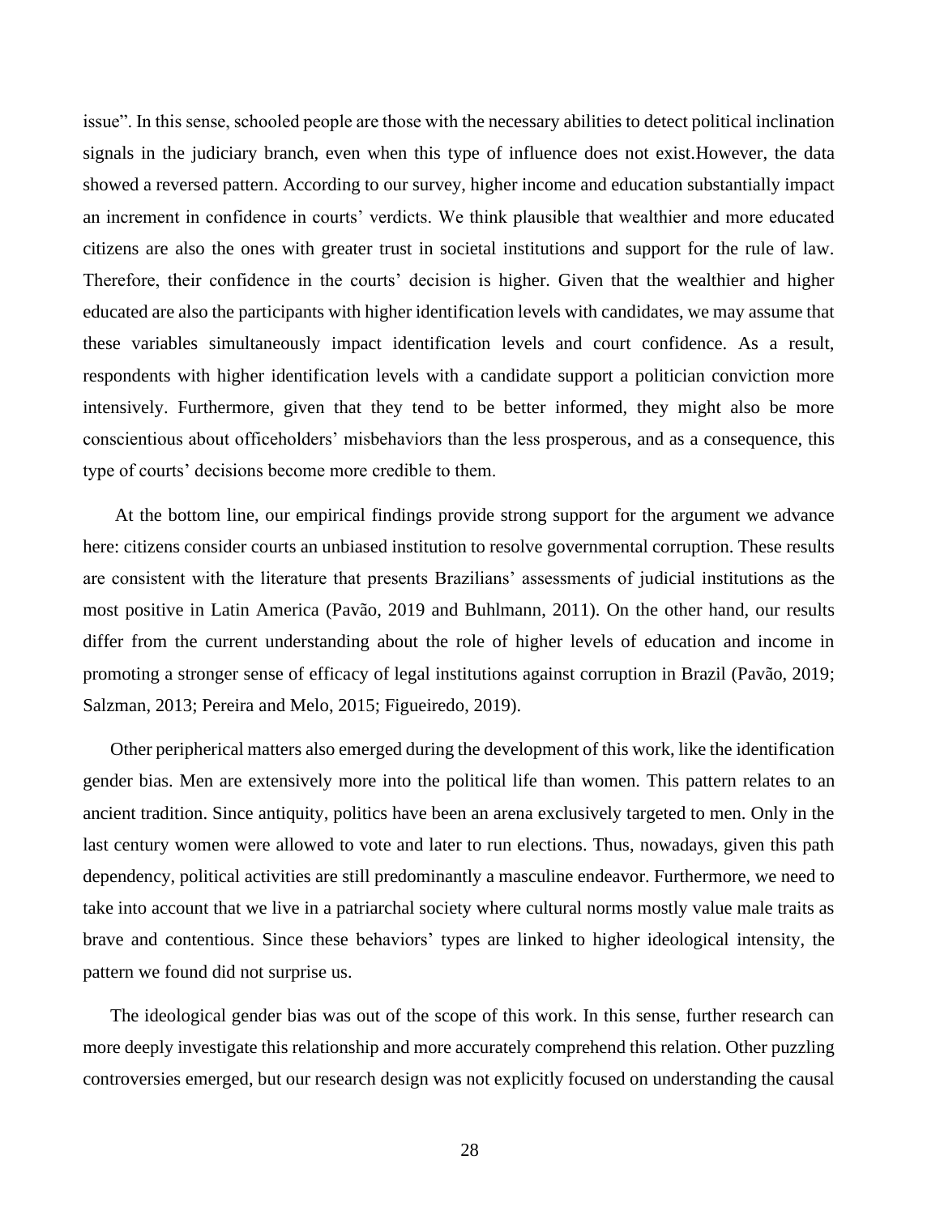issue”. In this sense, schooled people are those with the necessary abilities to detect political inclination signals in the judiciary branch, even when this type of influence does not exist.However, the data showed a reversed pattern. According to our survey, higher income and education substantially impact an increment in confidence in courts’ verdicts. We think plausible that wealthier and more educated citizens are also the ones with greater trust in societal institutions and support for the rule of law. Therefore, their confidence in the courts’ decision is higher. Given that the wealthier and higher educated are also the participants with higher identification levels with candidates, we may assume that these variables simultaneously impact identification levels and court confidence. As a result, respondents with higher identification levels with a candidate support a politician conviction more intensively. Furthermore, given that they tend to be better informed, they might also be more conscientious about officeholders’ misbehaviors than the less prosperous, and as a consequence, this type of courts’ decisions become more credible to them.

At the bottom line, our empirical findings provide strong support for the argument we advance here: citizens consider courts an unbiased institution to resolve governmental corruption. These results are consistent with the literature that presents Brazilians’ assessments of judicial institutions as the most positive in Latin America (Pavão, 2019 and Buhlmann, 2011). On the other hand, our results differ from the current understanding about the role of higher levels of education and income in promoting a stronger sense of efficacy of legal institutions against corruption in Brazil (Pavão, 2019; Salzman, 2013; Pereira and Melo, 2015; Figueiredo, 2019).

Other peripherical matters also emerged during the development of this work, like the identification gender bias. Men are extensively more into the political life than women. This pattern relates to an ancient tradition. Since antiquity, politics have been an arena exclusively targeted to men. Only in the last century women were allowed to vote and later to run elections. Thus, nowadays, given this path dependency, political activities are still predominantly a masculine endeavor. Furthermore, we need to take into account that we live in a patriarchal society where cultural norms mostly value male traits as brave and contentious. Since these behaviors’ types are linked to higher ideological intensity, the pattern we found did not surprise us.

The ideological gender bias was out of the scope of this work. In this sense, further research can more deeply investigate this relationship and more accurately comprehend this relation. Other puzzling controversies emerged, but our research design was not explicitly focused on understanding the causal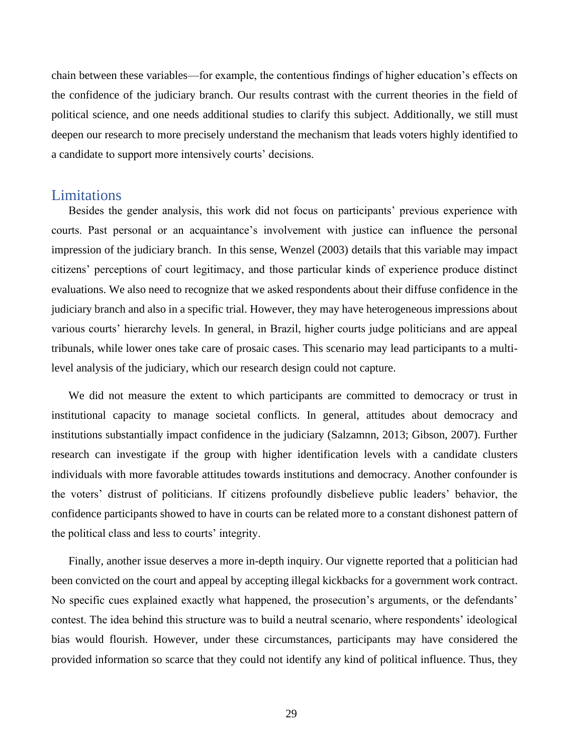chain between these variables—for example, the contentious findings of higher education's effects on the confidence of the judiciary branch. Our results contrast with the current theories in the field of political science, and one needs additional studies to clarify this subject. Additionally, we still must deepen our research to more precisely understand the mechanism that leads voters highly identified to a candidate to support more intensively courts' decisions.

## Limitations

Besides the gender analysis, this work did not focus on participants' previous experience with courts. Past personal or an acquaintance's involvement with justice can influence the personal impression of the judiciary branch. In this sense, Wenzel (2003) details that this variable may impact citizens' perceptions of court legitimacy, and those particular kinds of experience produce distinct evaluations. We also need to recognize that we asked respondents about their diffuse confidence in the judiciary branch and also in a specific trial. However, they may have heterogeneous impressions about various courts' hierarchy levels. In general, in Brazil, higher courts judge politicians and are appeal tribunals, while lower ones take care of prosaic cases. This scenario may lead participants to a multi-level analysis of the judiciary, which our research design could not capture.

We did not measure the extent to which participants are committed to democracy or trust in institutional capacity to manage societal conflicts. In general, attitudes about democracy and institutions substantially impact confidence in the judiciary (Salzamnn, 2013; Gibson, 2007). Further research can investigate if the group with higher identification levels with a candidate clusters individuals with more favorable attitudes towards institutions and democracy. Another confounder is the voters' distrust of politicians. If citizens profoundly disbelieve public leaders' behavior, the confidence participants showed to have in courts can be related more to a constant dishonest pattern of the political class and less to courts' integrity.

Finally, another issue deserves a more in-depth inquiry. Our vignette reported that a politician had been convicted on the court and appeal by accepting illegal kickbacks for a government work contract. No specific cues explained exactly what happened, the prosecution's arguments, or the defendants' contest. The idea behind this structure was to build a neutral scenario, where respondents' ideological bias would flourish. However, under these circumstances, participants may have considered the provided information so scarce that they could not identify any kind of political influence. Thus, they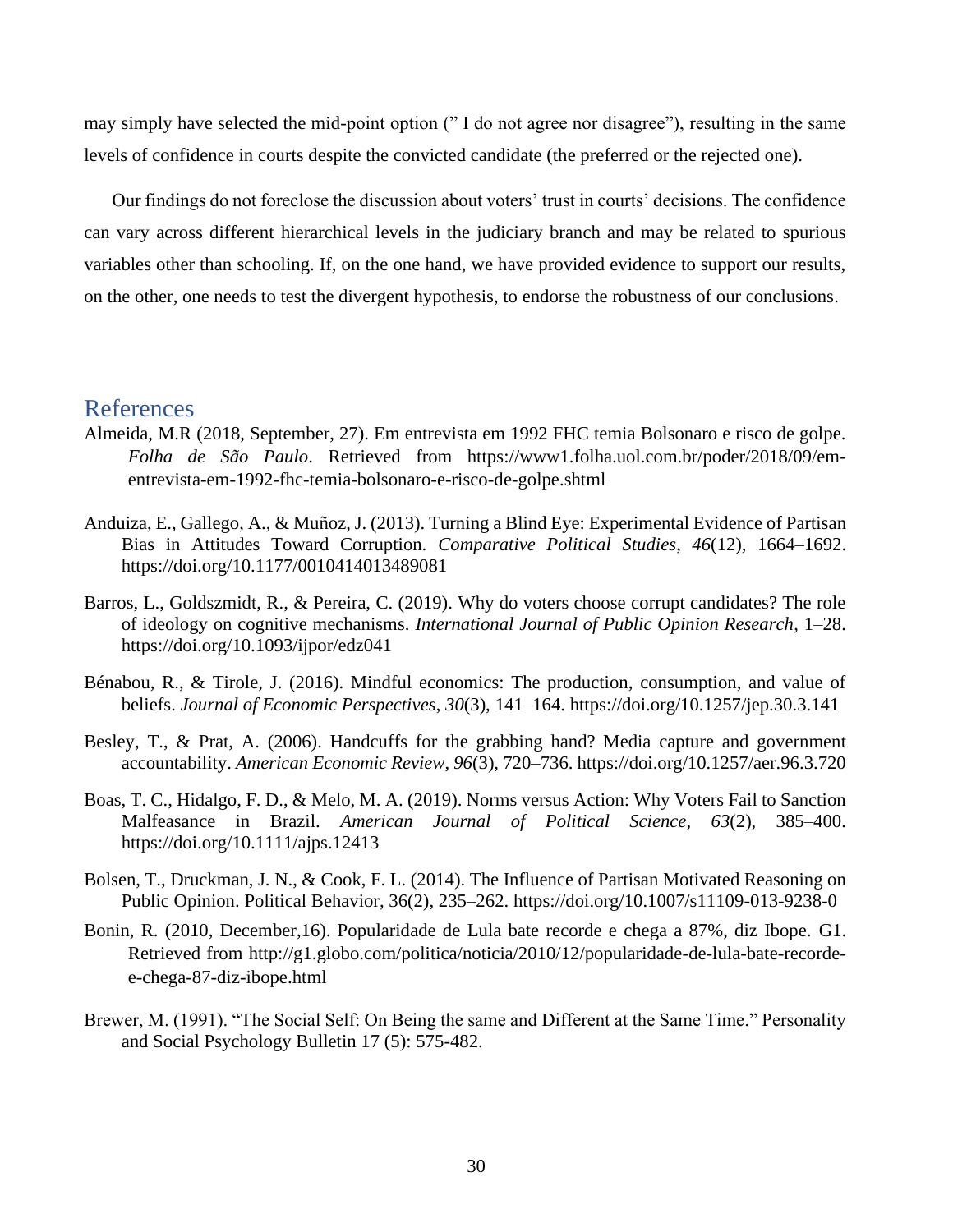may simply have selected the mid-point option (" I do not agree nor disagree"), resulting in the same levels of confidence in courts despite the convicted candidate (the preferred or the rejected one).

Our findings do not foreclose the discussion about voters' trust in courts' decisions. The confidence can vary across different hierarchical levels in the judiciary branch and may be related to spurious variables other than schooling. If, on the one hand, we have provided evidence to support our results, on the other, one needs to test the divergent hypothesis, to endorse the robustness of our conclusions.

## References

Almeida, M.R (2018, September, 27). Em entrevista em 1992 FHC temia Bolsonaro e risco de golpe. *Folha de São Paulo*. Retrieved from https://www1.folha.uol.com.br/poder/2018/09/em-entrevista-em-1992-fhc-temia-bolsonaro-e-risco-de-golpe.shtml

Anduiza, E., Gallego, A., & Muñoz, J. (2013). Turning a Blind Eye: Experimental Evidence of Partisan Bias in Attitudes Toward Corruption. *Comparative Political Studies*, *46*(12), 1664–1692. https://doi.org/10.1177/0010414013489081

Barros, L., Goldszmidt, R., & Pereira, C. (2019). Why do voters choose corrupt candidates? The role of ideology on cognitive mechanisms. *International Journal of Public Opinion Research*, 1–28. https://doi.org/10.1093/ijpor/edz041

Bénabou, R., & Tirole, J. (2016). Mindful economics: The production, consumption, and value of beliefs. *Journal of Economic Perspectives*, *30*(3), 141–164. https://doi.org/10.1257/jep.30.3.141

Besley, T., & Prat, A. (2006). Handcuffs for the grabbing hand? Media capture and government accountability. *American Economic Review*, *96*(3), 720–736. https://doi.org/10.1257/aer.96.3.720

Boas, T. C., Hidalgo, F. D., & Melo, M. A. (2019). Norms versus Action: Why Voters Fail to Sanction Malfeasance in Brazil. *American Journal of Political Science*, *63*(2), 385–400. https://doi.org/10.1111/ajps.12413

Bolsen, T., Druckman, J. N., & Cook, F. L. (2014). The Influence of Partisan Motivated Reasoning on Public Opinion. Political Behavior, 36(2), 235–262. https://doi.org/10.1007/s11109-013-9238-0

Bonin, R. (2010, December,16). Popularidade de Lula bate recorde e chega a 87%, diz Ibope. G1. Retrieved from http://g1.globo.com/politica/noticia/2010/12/popularidade-de-lula-bate-recorde-e-chega-87-diz-ibope.html

Brewer, M. (1991). "The Social Self: On Being the same and Different at the Same Time." Personality and Social Psychology Bulletin 17 (5): 575-482.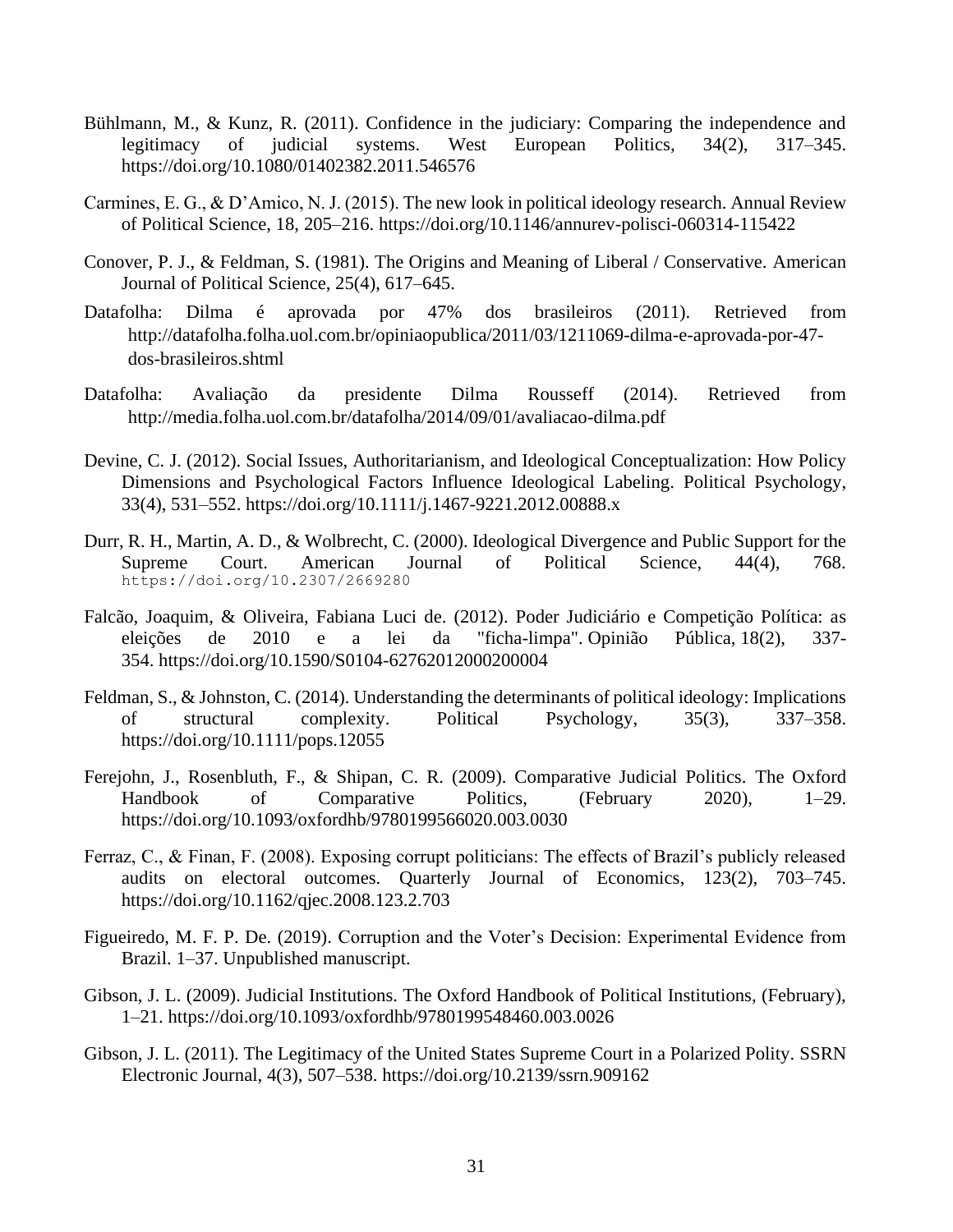Bühlmann, M., & Kunz, R. (2011). Confidence in the judiciary: Comparing the independence and legitimacy of judicial systems. West European Politics, 34(2), 317–345. https://doi.org/10.1080/01402382.2011.546576

Carmines, E. G., & D'Amico, N. J. (2015). The new look in political ideology research. Annual Review of Political Science, 18, 205–216. https://doi.org/10.1146/annurev-polisci-060314-115422

Conover, P. J., & Feldman, S. (1981). The Origins and Meaning of Liberal / Conservative. American Journal of Political Science, 25(4), 617–645.

Datafolha: Dilma é aprovada por 47% dos brasileiros (2011). Retrieved from http://datafolha.folha.uol.com.br/opiniaopublica/2011/03/1211069-dilma-e-aprovada-por-47-dos-brasileiros.shtml

Datafolha: Avaliação da presidente Dilma Rousseff (2014). Retrieved from http://media.folha.uol.com.br/datafolha/2014/09/01/avaliacao-dilma.pdf

Devine, C. J. (2012). Social Issues, Authoritarianism, and Ideological Conceptualization: How Policy Dimensions and Psychological Factors Influence Ideological Labeling. Political Psychology, 33(4), 531–552. https://doi.org/10.1111/j.1467-9221.2012.00888.x

Durr, R. H., Martin, A. D., & Wolbrecht, C. (2000). Ideological Divergence and Public Support for the Supreme Court. American Journal of Political Science, 44(4), 768. https://doi.org/10.2307/2669280

Falcão, Joaquim, & Oliveira, Fabiana Luci de. (2012). Poder Judiciário e Competição Política: as eleições de 2010 e a lei da "ficha-limpa". Opinião Pública, 18(2), 337-354. https://doi.org/10.1590/S0104-62762012000200004

Feldman, S., & Johnston, C. (2014). Understanding the determinants of political ideology: Implications of structural complexity. Political Psychology, 35(3), 337–358. https://doi.org/10.1111/pops.12055

Ferejohn, J., Rosenbluth, F., & Shipan, C. R. (2009). Comparative Judicial Politics. The Oxford Handbook of Comparative Politics, (February 2020), 1–29. https://doi.org/10.1093/oxfordhb/9780199566020.003.0030

Ferraz, C., & Finan, F. (2008). Exposing corrupt politicians: The effects of Brazil's publicly released audits on electoral outcomes. Quarterly Journal of Economics, 123(2), 703–745. https://doi.org/10.1162/qjec.2008.123.2.703

Figueiredo, M. F. P. De. (2019). Corruption and the Voter's Decision: Experimental Evidence from Brazil. 1–37. Unpublished manuscript.

Gibson, J. L. (2009). Judicial Institutions. The Oxford Handbook of Political Institutions, (February), 1–21. https://doi.org/10.1093/oxfordhb/9780199548460.003.0026

Gibson, J. L. (2011). The Legitimacy of the United States Supreme Court in a Polarized Polity. SSRN Electronic Journal, 4(3), 507–538. https://doi.org/10.2139/ssrn.909162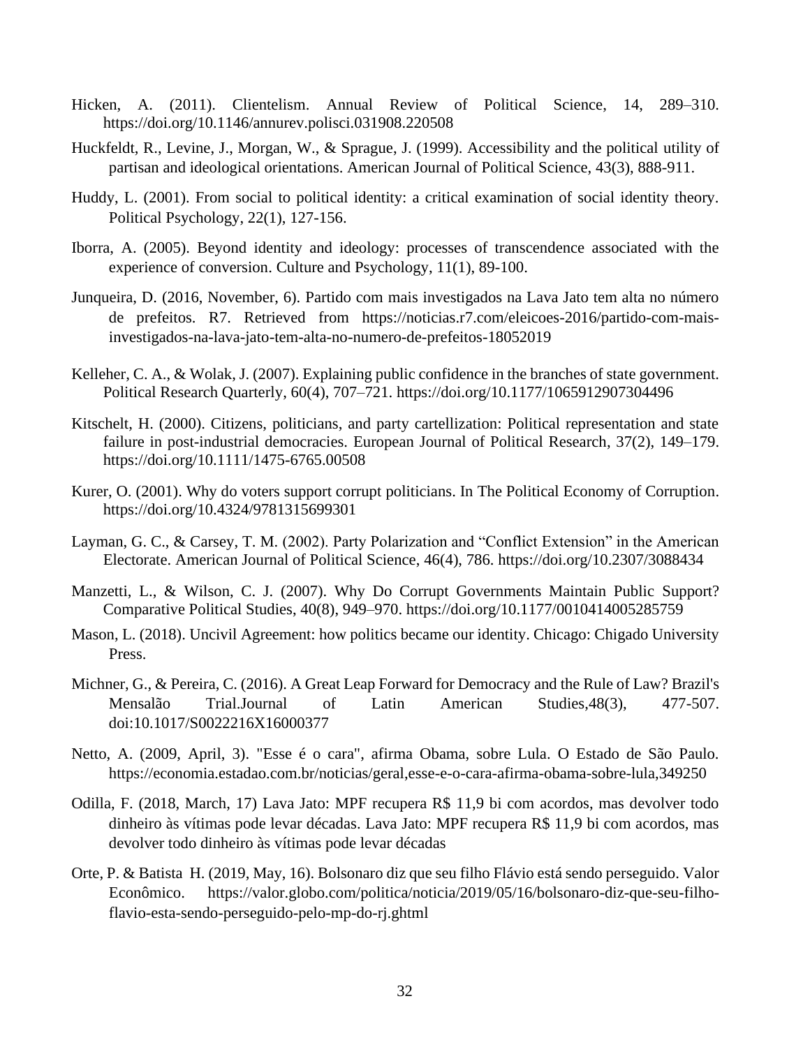Hicken, A. (2011). Clientelism. Annual Review of Political Science, 14, 289–310. https://doi.org/10.1146/annurev.polisci.031908.220508

Huckfeldt, R., Levine, J., Morgan, W., & Sprague, J. (1999). Accessibility and the political utility of partisan and ideological orientations. American Journal of Political Science, 43(3), 888-911.

Huddy, L. (2001). From social to political identity: a critical examination of social identity theory. Political Psychology, 22(1), 127-156.

Iborra, A. (2005). Beyond identity and ideology: processes of transcendence associated with the experience of conversion. Culture and Psychology, 11(1), 89-100.

Junqueira, D. (2016, November, 6). Partido com mais investigados na Lava Jato tem alta no número de prefeitos. R7. Retrieved from https://noticias.r7.com/eleicoes-2016/partido-com-mais-investigados-na-lava-jato-tem-alta-no-numero-de-prefeitos-18052019

Kelleher, C. A., & Wolak, J. (2007). Explaining public confidence in the branches of state government. Political Research Quarterly, 60(4), 707–721. https://doi.org/10.1177/1065912907304496

Kitschelt, H. (2000). Citizens, politicians, and party cartellization: Political representation and state failure in post-industrial democracies. European Journal of Political Research, 37(2), 149–179. https://doi.org/10.1111/1475-6765.00508

Kurer, O. (2001). Why do voters support corrupt politicians. In The Political Economy of Corruption. https://doi.org/10.4324/9781315699301

Layman, G. C., & Carsey, T. M. (2002). Party Polarization and "Conflict Extension" in the American Electorate. American Journal of Political Science, 46(4), 786. https://doi.org/10.2307/3088434

Manzetti, L., & Wilson, C. J. (2007). Why Do Corrupt Governments Maintain Public Support? Comparative Political Studies, 40(8), 949–970. https://doi.org/10.1177/0010414005285759

Mason, L. (2018). Uncivil Agreement: how politics became our identity. Chicago: Chigado University Press.

Michner, G., & Pereira, C. (2016). A Great Leap Forward for Democracy and the Rule of Law? Brazil's Mensalão Trial.Journal of Latin American Studies,48(3), 477-507. doi:10.1017/S0022216X16000377

Netto, A. (2009, April, 3). "Esse é o cara", afirma Obama, sobre Lula. O Estado de São Paulo. https://economia.estadao.com.br/noticias/geral,esse-e-o-cara-afirma-obama-sobre-lula,349250

Odilla, F. (2018, March, 17) Lava Jato: MPF recupera R$ 11,9 bi com acordos, mas devolver todo dinheiro às vítimas pode levar décadas. Lava Jato: MPF recupera R$ 11,9 bi com acordos, mas devolver todo dinheiro às vítimas pode levar décadas

Orte, P. & Batista H. (2019, May, 16). Bolsonaro diz que seu filho Flávio está sendo perseguido. Valor Econômico. https://valor.globo.com/politica/noticia/2019/05/16/bolsonaro-diz-que-seu-filho-flavio-esta-sendo-perseguido-pelo-mp-do-rj.ghtml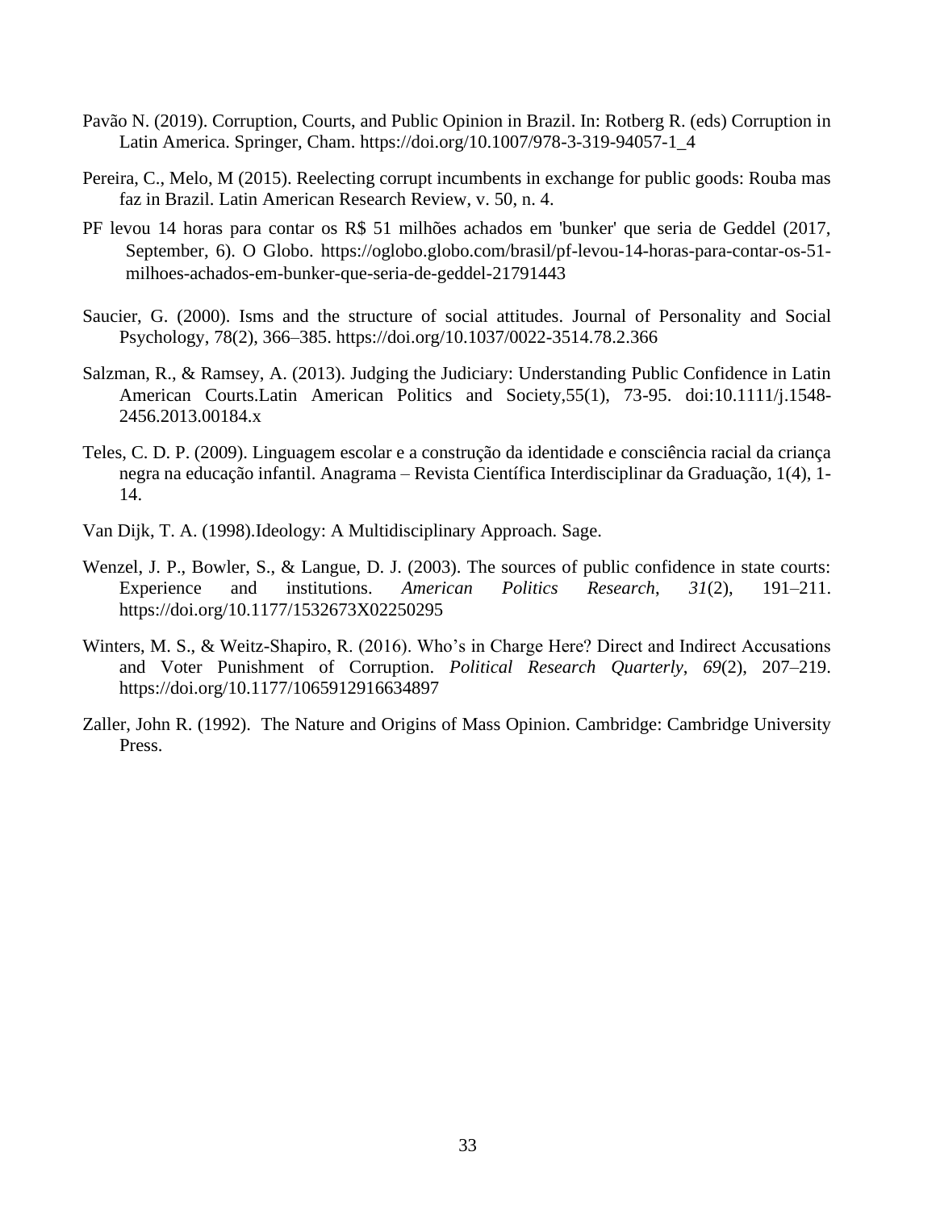Pavão N. (2019). Corruption, Courts, and Public Opinion in Brazil. In: Rotberg R. (eds) Corruption in Latin America. Springer, Cham. https://doi.org/10.1007/978-3-319-94057-1_4

Pereira, C., Melo, M (2015). Reelecting corrupt incumbents in exchange for public goods: Rouba mas faz in Brazil. Latin American Research Review, v. 50, n. 4.

PF levou 14 horas para contar os R$ 51 milhões achados em 'bunker' que seria de Geddel (2017, September, 6). O Globo. https://oglobo.globo.com/brasil/pf-levou-14-horas-para-contar-os-51-milhoes-achados-em-bunker-que-seria-de-geddel-21791443

Saucier, G. (2000). Isms and the structure of social attitudes. Journal of Personality and Social Psychology, 78(2), 366–385. https://doi.org/10.1037/0022-3514.78.2.366

Salzman, R., & Ramsey, A. (2013). Judging the Judiciary: Understanding Public Confidence in Latin American Courts.Latin American Politics and Society,55(1), 73-95. doi:10.1111/j.1548-2456.2013.00184.x

Teles, C. D. P. (2009). Linguagem escolar e a construção da identidade e consciência racial da criança negra na educação infantil. Anagrama – Revista Científica Interdisciplinar da Graduação, 1(4), 1-14.

Van Dijk, T. A. (1998).Ideology: A Multidisciplinary Approach. Sage.

Wenzel, J. P., Bowler, S., & Langue, D. J. (2003). The sources of public confidence in state courts: Experience and institutions. *American Politics Research*, *31*(2), 191–211. https://doi.org/10.1177/1532673X02250295

Winters, M. S., & Weitz-Shapiro, R. (2016). Who's in Charge Here? Direct and Indirect Accusations and Voter Punishment of Corruption. *Political Research Quarterly*, *69*(2), 207–219. https://doi.org/10.1177/1065912916634897

Zaller, John R. (1992). The Nature and Origins of Mass Opinion. Cambridge: Cambridge University Press.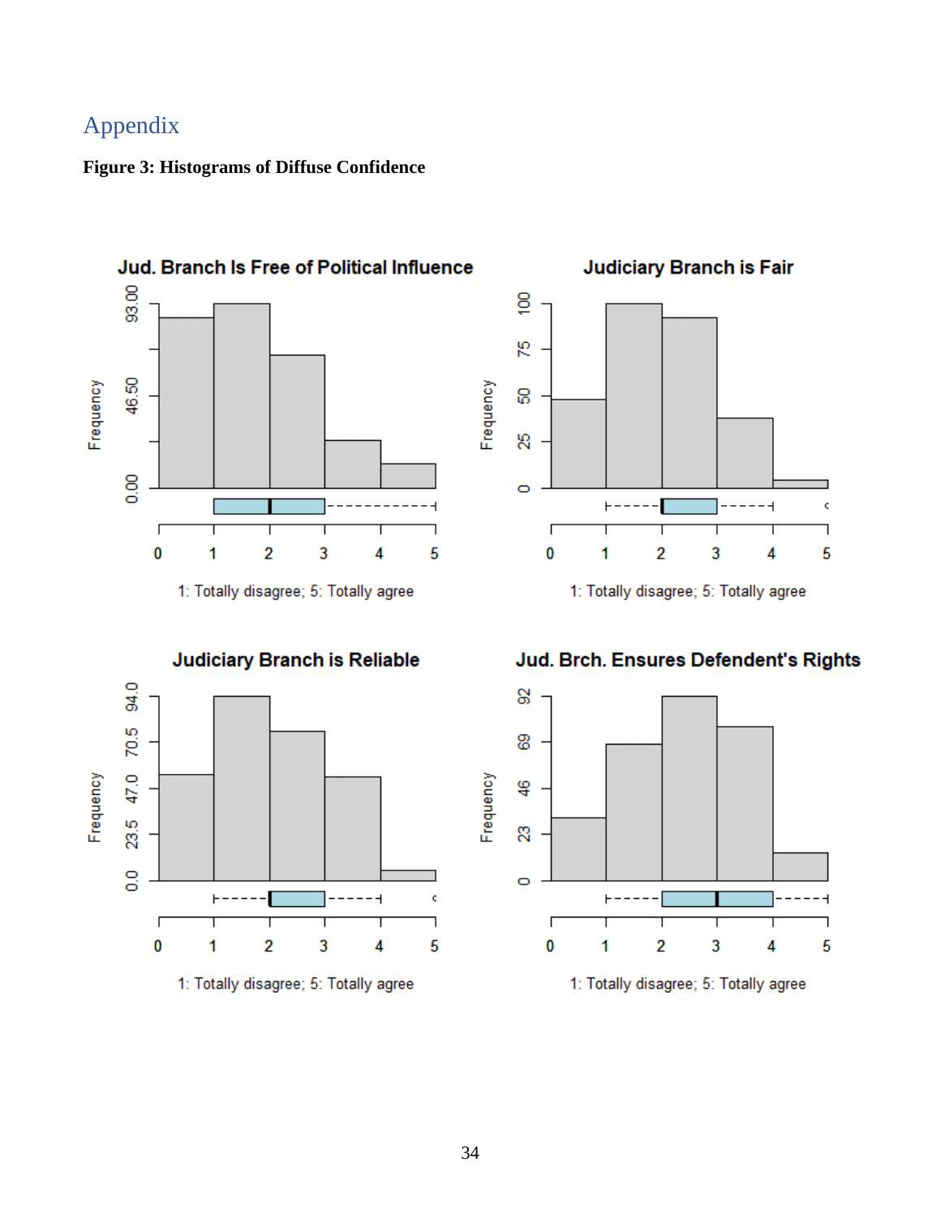# Appendix

**Figure 3: Histograms of Diffuse Confidence**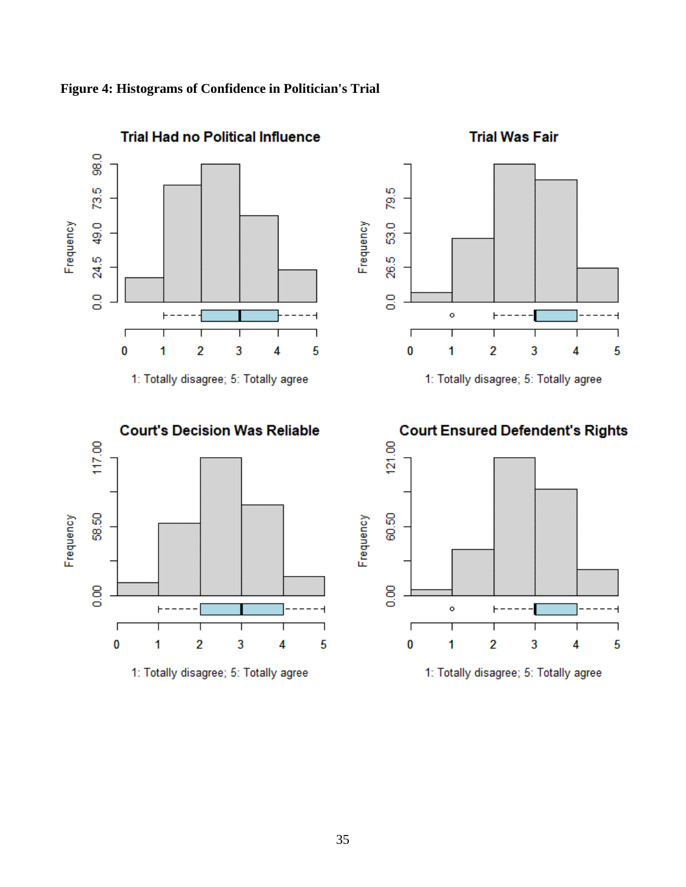**Figure 4: Histograms of Confidence in Politician's Trial**

Trial Had no Political Influence

Frequency

0.0 24.5 49.0 73.5 98.0

0 1 2 3 4 5

1: Totally disagree; 5: Totally agree

Trial Was Fair

Frequency

0.0 26.5 53.0 79.5

0 1 2 3 4 5

1: Totally disagree; 5: Totally agree

Court's Decision Was Reliable

Frequency

0.00 58.50 117.00

0 1 2 3 4 5

1: Totally disagree; 5: Totally agree

Court Ensured Defendent's Rights

Frequency

0.00 60.50 121.00

0 1 2 3 4 5

1: Totally disagree; 5: Totally agree